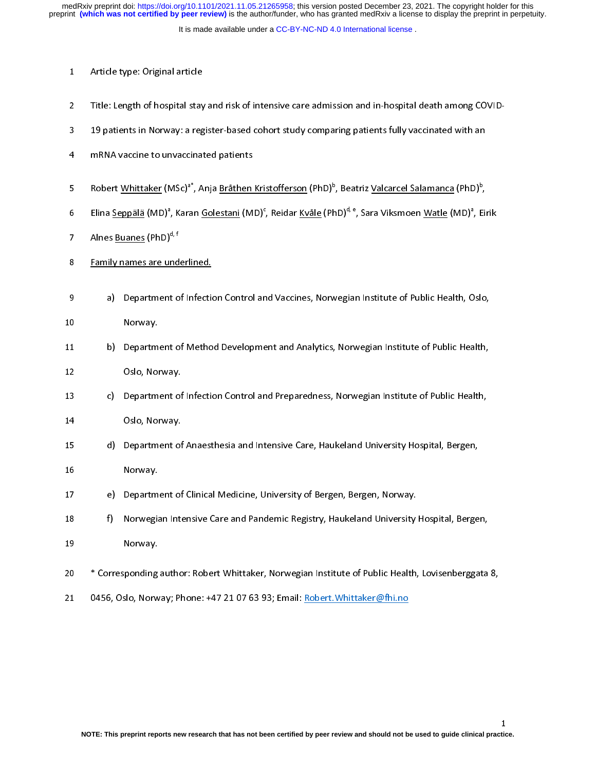Article type: Original article

Title: Length of hospital stay and risk of intensive care admission and in-hospital death among COVID-19 patients in Norway: a register-based cohort study comparing patients fully vaccinated with an mRNA vaccine to unvaccinated patients

Robert Whittaker (MSc)[a*], Anja Bråthen Kristofferson (PhD)[b], Beatriz Valcarcel Salamanca (PhD)[b], Elina Seppälä (MD)[a], Karan Golestani (MD)[c], Reidar Kvåle (PhD)[d, e], Sara Viksmoen Watle (MD)[a], Eirik Alnes Buanes (PhD)[d, f]

Family names are underlined.

a) Department of Infection Control and Vaccines, Norwegian Institute of Public Health, Oslo, Norway.
b) Department of Method Development and Analytics, Norwegian Institute of Public Health, Oslo, Norway.
c) Department of Infection Control and Preparedness, Norwegian Institute of Public Health, Oslo, Norway.
d) Department of Anaesthesia and Intensive Care, Haukeland University Hospital, Bergen, Norway.
e) Department of Clinical Medicine, University of Bergen, Bergen, Norway.
f) Norwegian Intensive Care and Pandemic Registry, Haukeland University Hospital, Bergen, Norway.

* Corresponding author: Robert Whittaker, Norwegian Institute of Public Health, Lovisenberggata 8, 0456, Oslo, Norway; Phone: +47 21 07 63 93; Email: Robert.Whittaker@fhi.no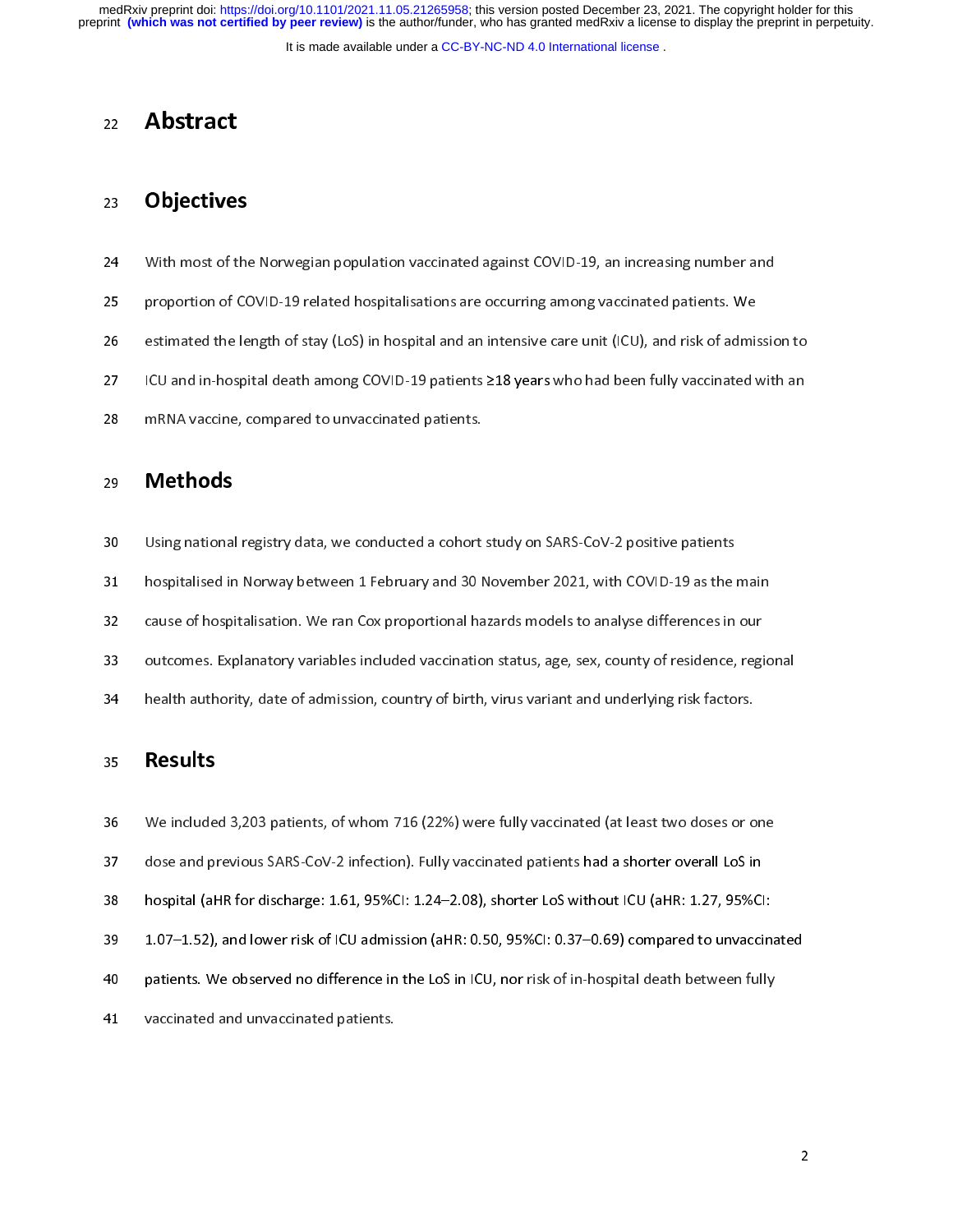# Abstract

## Objectives

With most of the Norwegian population vaccinated against COVID-19, an increasing number and proportion of COVID-19 related hospitalisations are occurring among vaccinated patients. We estimated the length of stay (LoS) in hospital and an intensive care unit (ICU), and risk of admission to ICU and in-hospital death among COVID-19 patients ≥18 years who had been fully vaccinated with an mRNA vaccine, compared to unvaccinated patients.

## Methods

Using national registry data, we conducted a cohort study on SARS-CoV-2 positive patients hospitalised in Norway between 1 February and 30 November 2021, with COVID-19 as the main cause of hospitalisation. We ran Cox proportional hazards models to analyse differences in our outcomes. Explanatory variables included vaccination status, age, sex, county of residence, regional health authority, date of admission, country of birth, virus variant and underlying risk factors.

## Results

We included 3,203 patients, of whom 716 (22%) were fully vaccinated (at least two doses or one dose and previous SARS-CoV-2 infection). Fully vaccinated patients had a shorter overall LoS in hospital (aHR for discharge: 1.61, 95%CI: 1.24–2.08), shorter LoS without ICU (aHR: 1.27, 95%CI: 1.07–1.52), and lower risk of ICU admission (aHR: 0.50, 95%CI: 0.37–0.69) compared to unvaccinated patients. We observed no difference in the LoS in ICU, nor risk of in-hospital death between fully vaccinated and unvaccinated patients.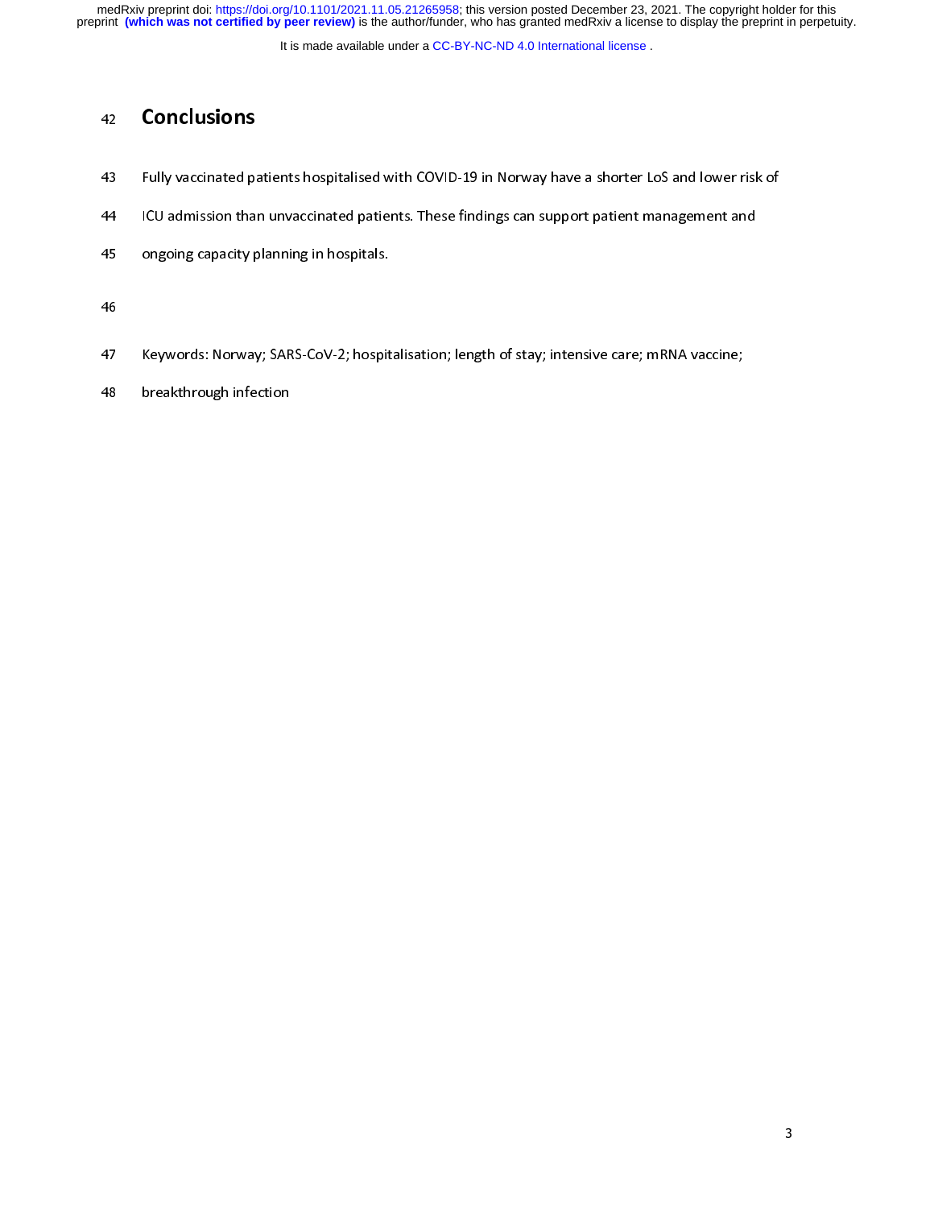## Conclusions

Fully vaccinated patients hospitalised with COVID-19 in Norway have a shorter LoS and lower risk of ICU admission than unvaccinated patients. These findings can support patient management and ongoing capacity planning in hospitals.

Keywords: Norway; SARS-CoV-2; hospitalisation; length of stay; intensive care; mRNA vaccine; breakthrough infection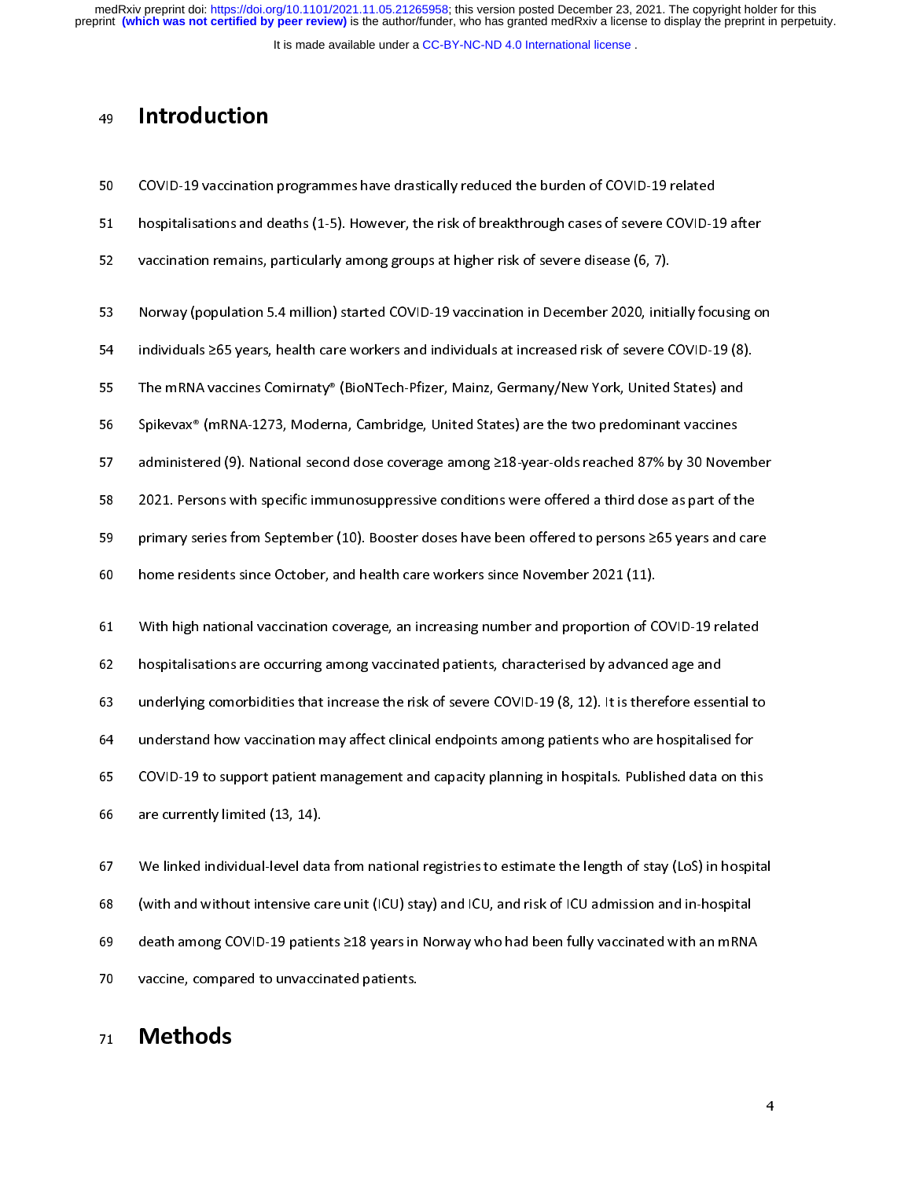# Introduction

COVID-19 vaccination programmes have drastically reduced the burden of COVID-19 related hospitalisations and deaths (1-5). However, the risk of breakthrough cases of severe COVID-19 after vaccination remains, particularly among groups at higher risk of severe disease (6, 7).

Norway (population 5.4 million) started COVID-19 vaccination in December 2020, initially focusing on individuals ≥65 years, health care workers and individuals at increased risk of severe COVID-19 (8). The mRNA vaccines Comirnaty® (BioNTech-Pfizer, Mainz, Germany/New York, United States) and Spikevax® (mRNA-1273, Moderna, Cambridge, United States) are the two predominant vaccines administered (9). National second dose coverage among ≥18-year-olds reached 87% by 30 November 2021. Persons with specific immunosuppressive conditions were offered a third dose as part of the primary series from September (10). Booster doses have been offered to persons ≥65 years and care home residents since October, and health care workers since November 2021 (11).

With high national vaccination coverage, an increasing number and proportion of COVID-19 related hospitalisations are occurring among vaccinated patients, characterised by advanced age and underlying comorbidities that increase the risk of severe COVID-19 (8, 12). It is therefore essential to understand how vaccination may affect clinical endpoints among patients who are hospitalised for COVID-19 to support patient management and capacity planning in hospitals. Published data on this are currently limited (13, 14).

We linked individual-level data from national registries to estimate the length of stay (LoS) in hospital (with and without intensive care unit (ICU) stay) and ICU, and risk of ICU admission and in-hospital death among COVID-19 patients ≥18 years in Norway who had been fully vaccinated with an mRNA vaccine, compared to unvaccinated patients.

# Methods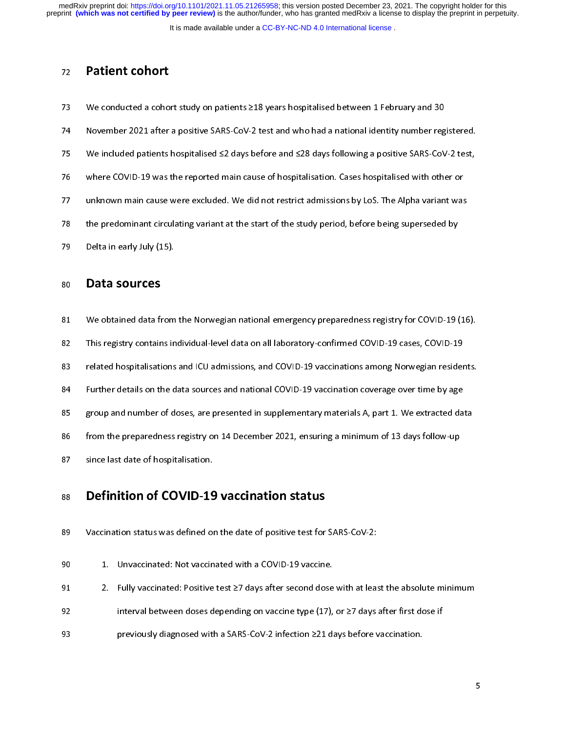## Patient cohort

We conducted a cohort study on patients ≥18 years hospitalised between 1 February and 30 November 2021 after a positive SARS-CoV-2 test and who had a national identity number registered. We included patients hospitalised ≤2 days before and ≤28 days following a positive SARS-CoV-2 test, where COVID-19 was the reported main cause of hospitalisation. Cases hospitalised with other or unknown main cause were excluded. We did not restrict admissions by LoS. The Alpha variant was the predominant circulating variant at the start of the study period, before being superseded by Delta in early July (15).

## Data sources

We obtained data from the Norwegian national emergency preparedness registry for COVID-19 (16). This registry contains individual-level data on all laboratory-confirmed COVID-19 cases, COVID-19 related hospitalisations and ICU admissions, and COVID-19 vaccinations among Norwegian residents. Further details on the data sources and national COVID-19 vaccination coverage over time by age group and number of doses, are presented in supplementary materials A, part 1. We extracted data from the preparedness registry on 14 December 2021, ensuring a minimum of 13 days follow-up since last date of hospitalisation.

## Definition of COVID-19 vaccination status

Vaccination status was defined on the date of positive test for SARS-CoV-2:

1. Unvaccinated: Not vaccinated with a COVID-19 vaccine.
2. Fully vaccinated: Positive test ≥7 days after second dose with at least the absolute minimum interval between doses depending on vaccine type (17), or ≥7 days after first dose if previously diagnosed with a SARS-CoV-2 infection ≥21 days before vaccination.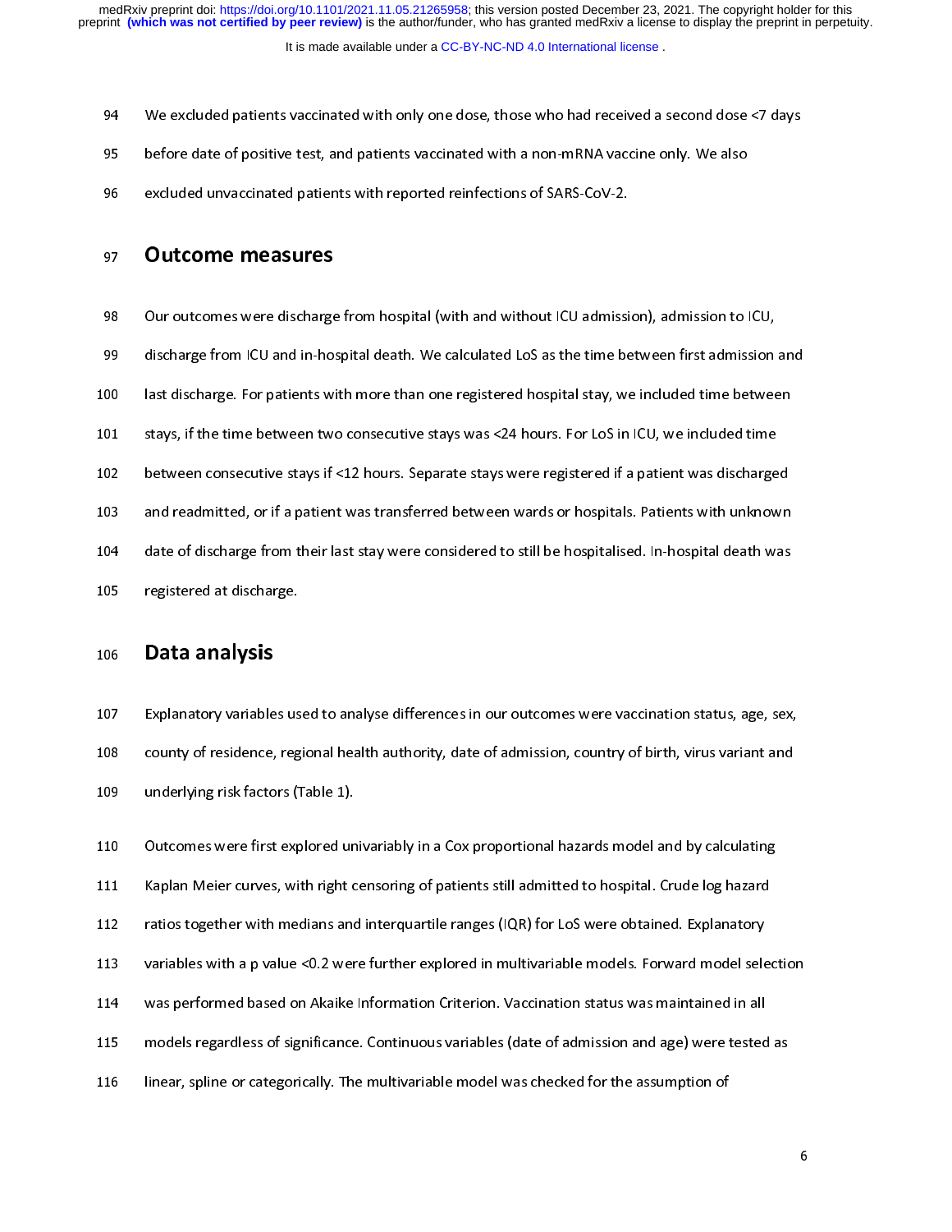We excluded patients vaccinated with only one dose, those who had received a second dose <7 days before date of positive test, and patients vaccinated with a non-mRNA vaccine only. We also excluded unvaccinated patients with reported reinfections of SARS-CoV-2.

## Outcome measures

Our outcomes were discharge from hospital (with and without ICU admission), admission to ICU, discharge from ICU and in-hospital death. We calculated LoS as the time between first admission and last discharge. For patients with more than one registered hospital stay, we included time between stays, if the time between two consecutive stays was <24 hours. For LoS in ICU, we included time between consecutive stays if <12 hours. Separate stays were registered if a patient was discharged and readmitted, or if a patient was transferred between wards or hospitals. Patients with unknown date of discharge from their last stay were considered to still be hospitalised. In-hospital death was registered at discharge.

## Data analysis

Explanatory variables used to analyse differences in our outcomes were vaccination status, age, sex, county of residence, regional health authority, date of admission, country of birth, virus variant and underlying risk factors (Table 1).

Outcomes were first explored univariably in a Cox proportional hazards model and by calculating Kaplan Meier curves, with right censoring of patients still admitted to hospital. Crude log hazard ratios together with medians and interquartile ranges (IQR) for LoS were obtained. Explanatory variables with a p value <0.2 were further explored in multivariable models. Forward model selection was performed based on Akaike Information Criterion. Vaccination status was maintained in all models regardless of significance. Continuous variables (date of admission and age) were tested as linear, spline or categorically. The multivariable model was checked for the assumption of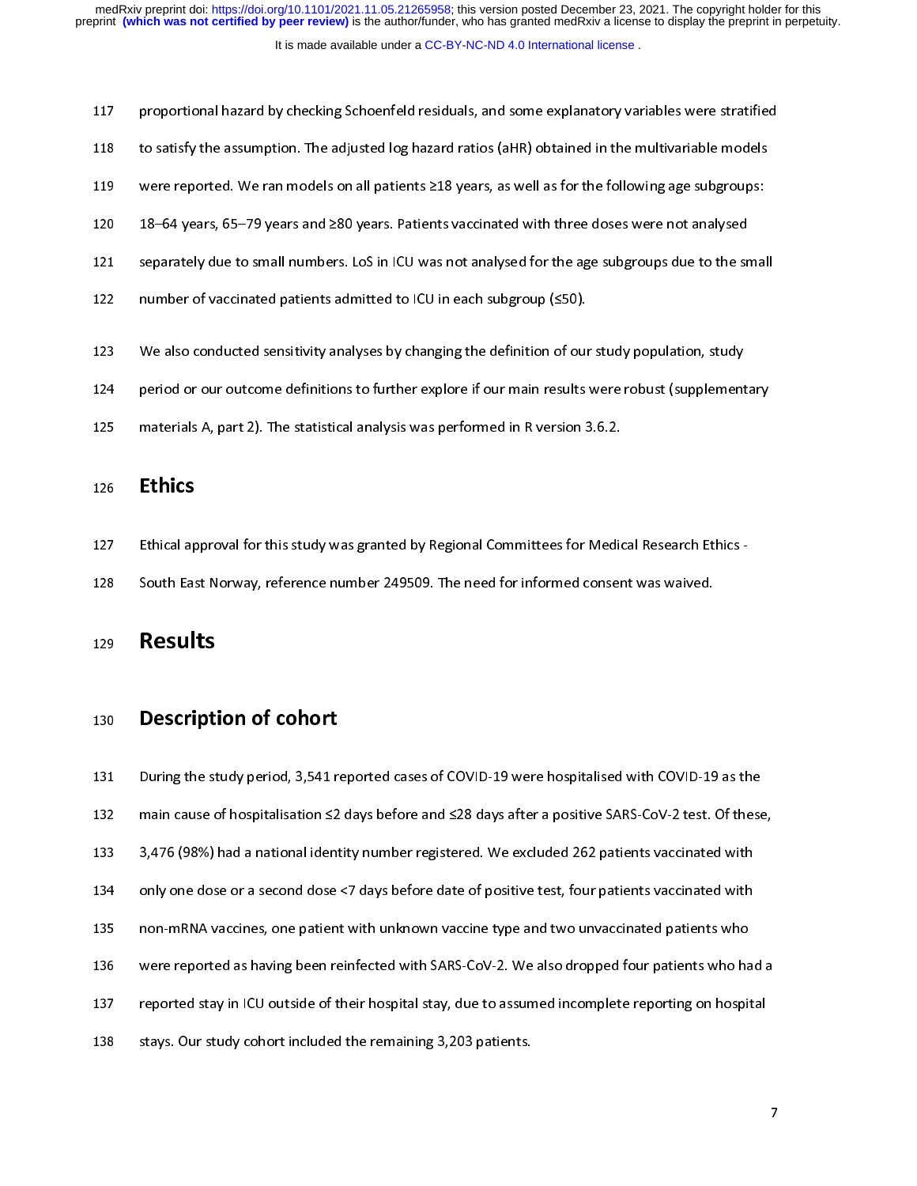proportional hazard by checking Schoenfeld residuals, and some explanatory variables were stratified to satisfy the assumption. The adjusted log hazard ratios (aHR) obtained in the multivariable models were reported. We ran models on all patients ≥18 years, as well as for the following age subgroups: 18–64 years, 65–79 years and ≥80 years. Patients vaccinated with three doses were not analysed separately due to small numbers. LoS in ICU was not analysed for the age subgroups due to the small number of vaccinated patients admitted to ICU in each subgroup (≤50).

We also conducted sensitivity analyses by changing the definition of our study population, study period or our outcome definitions to further explore if our main results were robust (supplementary materials A, part 2). The statistical analysis was performed in R version 3.6.2.

## Ethics

Ethical approval for this study was granted by Regional Committees for Medical Research Ethics - South East Norway, reference number 249509. The need for informed consent was waived.

# Results

## Description of cohort

During the study period, 3,541 reported cases of COVID-19 were hospitalised with COVID-19 as the main cause of hospitalisation ≤2 days before and ≤28 days after a positive SARS-CoV-2 test. Of these, 3,476 (98%) had a national identity number registered. We excluded 262 patients vaccinated with only one dose or a second dose <7 days before date of positive test, four patients vaccinated with non-mRNA vaccines, one patient with unknown vaccine type and two unvaccinated patients who were reported as having been reinfected with SARS-CoV-2. We also dropped four patients who had a reported stay in ICU outside of their hospital stay, due to assumed incomplete reporting on hospital stays. Our study cohort included the remaining 3,203 patients.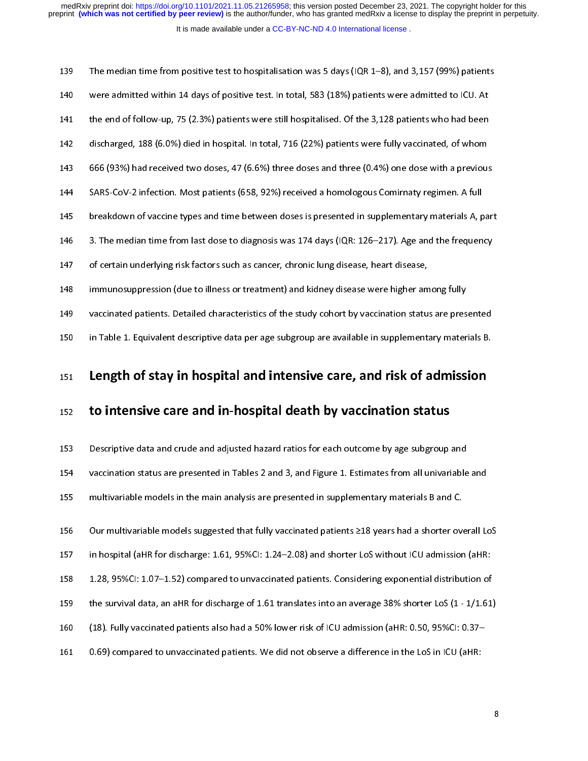The median time from positive test to hospitalisation was 5 days (IQR 1–8), and 3,157 (99%) patients were admitted within 14 days of positive test. In total, 583 (18%) patients were admitted to ICU. At the end of follow-up, 75 (2.3%) patients were still hospitalised. Of the 3,128 patients who had been discharged, 188 (6.0%) died in hospital. In total, 716 (22%) patients were fully vaccinated, of whom 666 (93%) had received two doses, 47 (6.6%) three doses and three (0.4%) one dose with a previous SARS-CoV-2 infection. Most patients (658, 92%) received a homologous Comirnaty regimen. A full breakdown of vaccine types and time between doses is presented in supplementary materials A, part 3. The median time from last dose to diagnosis was 174 days (IQR: 126–217). Age and the frequency of certain underlying risk factors such as cancer, chronic lung disease, heart disease, immunosuppression (due to illness or treatment) and kidney disease were higher among fully vaccinated patients. Detailed characteristics of the study cohort by vaccination status are presented in Table 1. Equivalent descriptive data per age subgroup are available in supplementary materials B.

## Length of stay in hospital and intensive care, and risk of admission to intensive care and in-hospital death by vaccination status

Descriptive data and crude and adjusted hazard ratios for each outcome by age subgroup and vaccination status are presented in Tables 2 and 3, and Figure 1. Estimates from all univariable and multivariable models in the main analysis are presented in supplementary materials B and C.

Our multivariable models suggested that fully vaccinated patients ≥18 years had a shorter overall LoS in hospital (aHR for discharge: 1.61, 95%CI: 1.24–2.08) and shorter LoS without ICU admission (aHR: 1.28, 95%CI: 1.07–1.52) compared to unvaccinated patients. Considering exponential distribution of the survival data, an aHR for discharge of 1.61 translates into an average 38% shorter LoS (1 - 1/1.61) (18). Fully vaccinated patients also had a 50% lower risk of ICU admission (aHR: 0.50, 95%CI: 0.37–0.69) compared to unvaccinated patients. We did not observe a difference in the LoS in ICU (aHR: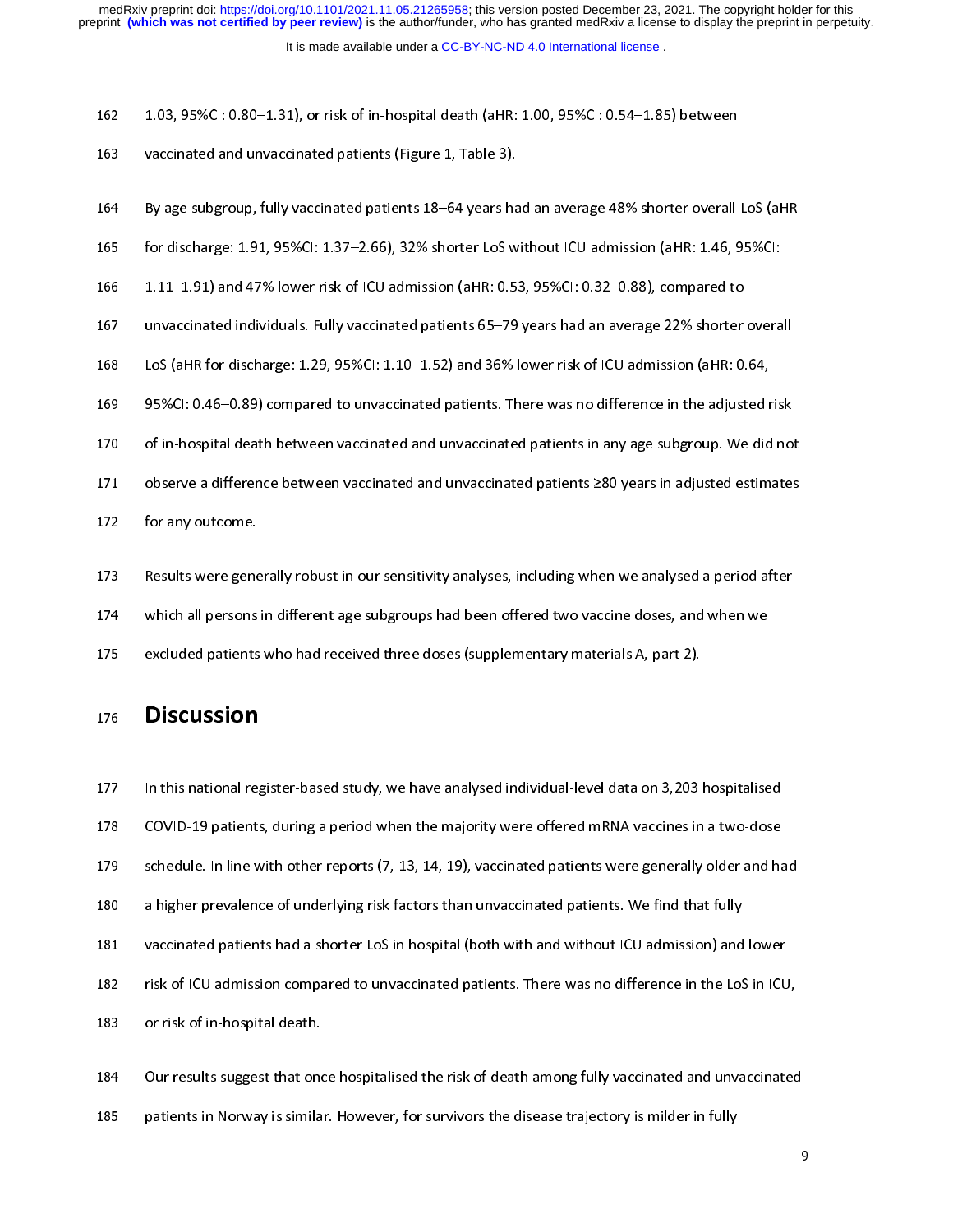1.03, 95%CI: 0.80–1.31), or risk of in-hospital death (aHR: 1.00, 95%CI: 0.54–1.85) between vaccinated and unvaccinated patients (Figure 1, Table 3).

By age subgroup, fully vaccinated patients 18–64 years had an average 48% shorter overall LoS (aHR for discharge: 1.91, 95%CI: 1.37–2.66), 32% shorter LoS without ICU admission (aHR: 1.46, 95%CI: 1.11–1.91) and 47% lower risk of ICU admission (aHR: 0.53, 95%CI: 0.32–0.88), compared to unvaccinated individuals. Fully vaccinated patients 65–79 years had an average 22% shorter overall LoS (aHR for discharge: 1.29, 95%CI: 1.10–1.52) and 36% lower risk of ICU admission (aHR: 0.64, 95%CI: 0.46–0.89) compared to unvaccinated patients. There was no difference in the adjusted risk of in-hospital death between vaccinated and unvaccinated patients in any age subgroup. We did not observe a difference between vaccinated and unvaccinated patients ≥80 years in adjusted estimates for any outcome.

Results were generally robust in our sensitivity analyses, including when we analysed a period after which all persons in different age subgroups had been offered two vaccine doses, and when we excluded patients who had received three doses (supplementary materials A, part 2).

# Discussion

In this national register-based study, we have analysed individual-level data on 3,203 hospitalised COVID-19 patients, during a period when the majority were offered mRNA vaccines in a two-dose schedule. In line with other reports (7, 13, 14, 19), vaccinated patients were generally older and had a higher prevalence of underlying risk factors than unvaccinated patients. We find that fully vaccinated patients had a shorter LoS in hospital (both with and without ICU admission) and lower risk of ICU admission compared to unvaccinated patients. There was no difference in the LoS in ICU, or risk of in-hospital death.

Our results suggest that once hospitalised the risk of death among fully vaccinated and unvaccinated patients in Norway is similar. However, for survivors the disease trajectory is milder in fully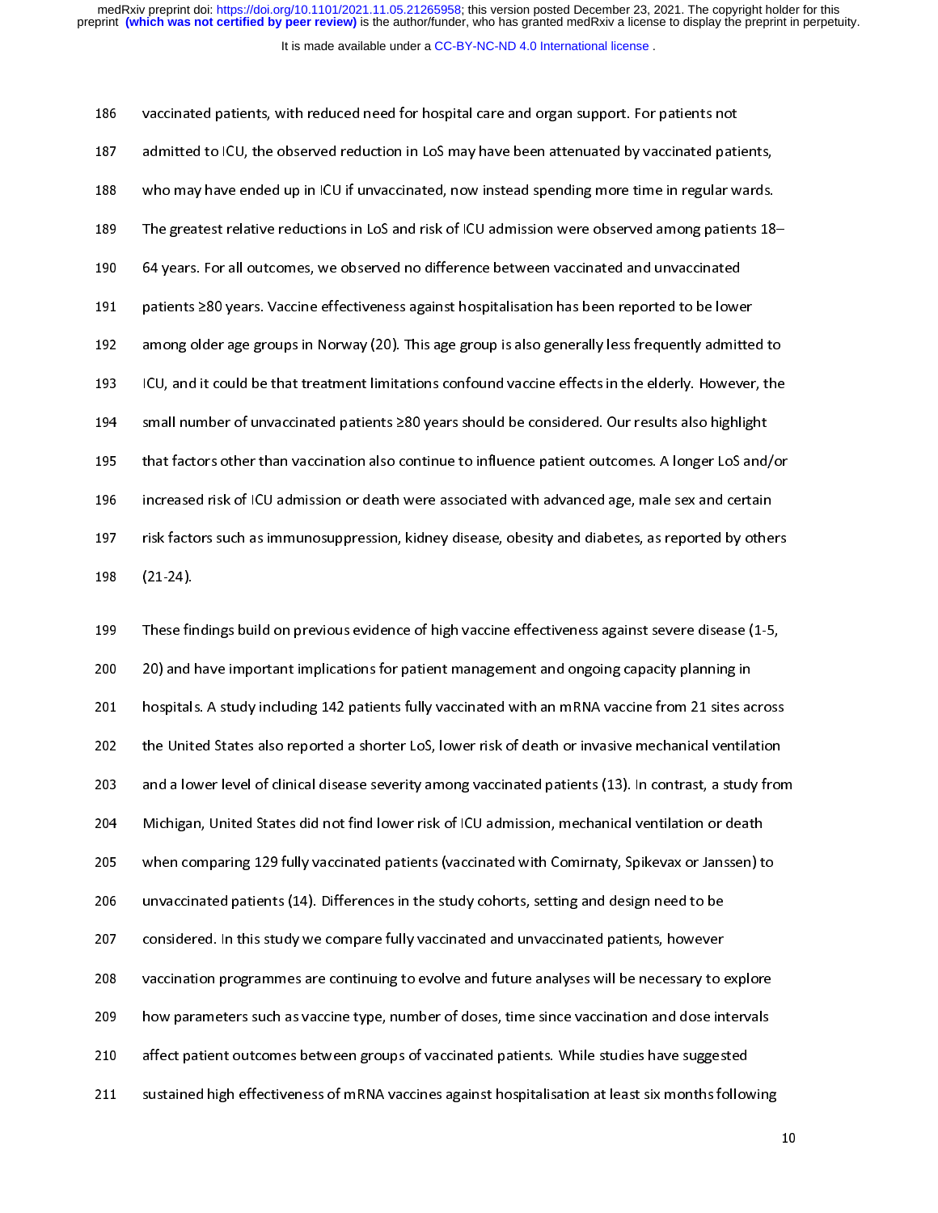vaccinated patients, with reduced need for hospital care and organ support. For patients not admitted to ICU, the observed reduction in LoS may have been attenuated by vaccinated patients, who may have ended up in ICU if unvaccinated, now instead spending more time in regular wards. The greatest relative reductions in LoS and risk of ICU admission were observed among patients 18–64 years. For all outcomes, we observed no difference between vaccinated and unvaccinated patients ≥80 years. Vaccine effectiveness against hospitalisation has been reported to be lower among older age groups in Norway (20). This age group is also generally less frequently admitted to ICU, and it could be that treatment limitations confound vaccine effects in the elderly. However, the small number of unvaccinated patients ≥80 years should be considered. Our results also highlight that factors other than vaccination also continue to influence patient outcomes. A longer LoS and/or increased risk of ICU admission or death were associated with advanced age, male sex and certain risk factors such as immunosuppression, kidney disease, obesity and diabetes, as reported by others (21-24).

These findings build on previous evidence of high vaccine effectiveness against severe disease (1-5, 20) and have important implications for patient management and ongoing capacity planning in hospitals. A study including 142 patients fully vaccinated with an mRNA vaccine from 21 sites across the United States also reported a shorter LoS, lower risk of death or invasive mechanical ventilation and a lower level of clinical disease severity among vaccinated patients (13). In contrast, a study from Michigan, United States did not find lower risk of ICU admission, mechanical ventilation or death when comparing 129 fully vaccinated patients (vaccinated with Comirnaty, Spikevax or Janssen) to unvaccinated patients (14). Differences in the study cohorts, setting and design need to be considered. In this study we compare fully vaccinated and unvaccinated patients, however vaccination programmes are continuing to evolve and future analyses will be necessary to explore how parameters such as vaccine type, number of doses, time since vaccination and dose intervals affect patient outcomes between groups of vaccinated patients. While studies have suggested sustained high effectiveness of mRNA vaccines against hospitalisation at least six months following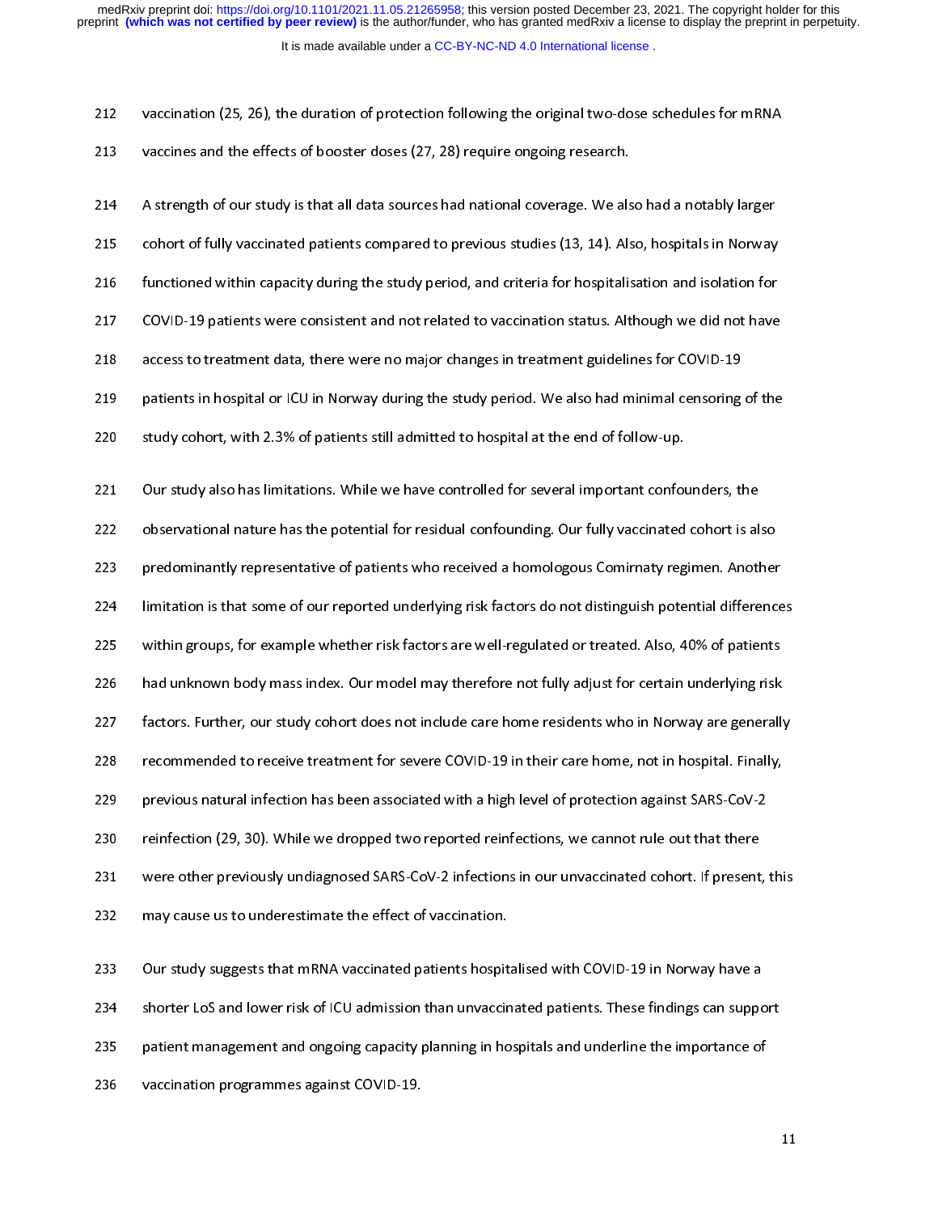vaccination (25, 26), the duration of protection following the original two-dose schedules for mRNA vaccines and the effects of booster doses (27, 28) require ongoing research.

A strength of our study is that all data sources had national coverage. We also had a notably larger cohort of fully vaccinated patients compared to previous studies (13, 14). Also, hospitals in Norway functioned within capacity during the study period, and criteria for hospitalisation and isolation for COVID-19 patients were consistent and not related to vaccination status. Although we did not have access to treatment data, there were no major changes in treatment guidelines for COVID-19 patients in hospital or ICU in Norway during the study period. We also had minimal censoring of the study cohort, with 2.3% of patients still admitted to hospital at the end of follow-up.

Our study also has limitations. While we have controlled for several important confounders, the observational nature has the potential for residual confounding. Our fully vaccinated cohort is also predominantly representative of patients who received a homologous Comirnaty regimen. Another limitation is that some of our reported underlying risk factors do not distinguish potential differences within groups, for example whether risk factors are well-regulated or treated. Also, 40% of patients had unknown body mass index. Our model may therefore not fully adjust for certain underlying risk factors. Further, our study cohort does not include care home residents who in Norway are generally recommended to receive treatment for severe COVID-19 in their care home, not in hospital. Finally, previous natural infection has been associated with a high level of protection against SARS-CoV-2 reinfection (29, 30). While we dropped two reported reinfections, we cannot rule out that there were other previously undiagnosed SARS-CoV-2 infections in our unvaccinated cohort. If present, this may cause us to underestimate the effect of vaccination.

Our study suggests that mRNA vaccinated patients hospitalised with COVID-19 in Norway have a shorter LoS and lower risk of ICU admission than unvaccinated patients. These findings can support patient management and ongoing capacity planning in hospitals and underline the importance of vaccination programmes against COVID-19.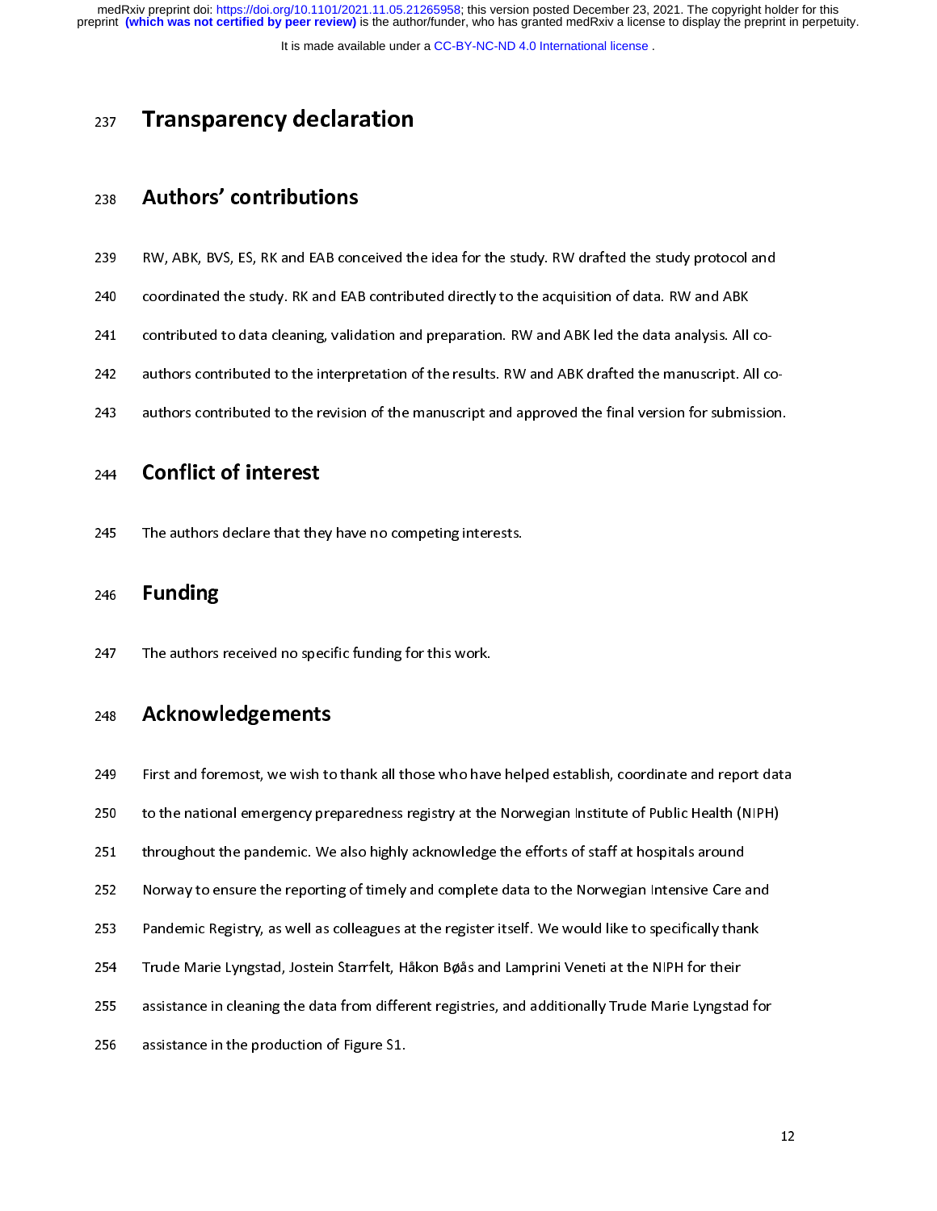# Transparency declaration

## Authors' contributions

RW, ABK, BVS, ES, RK and EAB conceived the idea for the study. RW drafted the study protocol and coordinated the study. RK and EAB contributed directly to the acquisition of data. RW and ABK contributed to data cleaning, validation and preparation. RW and ABK led the data analysis. All co-authors contributed to the interpretation of the results. RW and ABK drafted the manuscript. All co-authors contributed to the revision of the manuscript and approved the final version for submission.

## Conflict of interest

The authors declare that they have no competing interests.

## Funding

The authors received no specific funding for this work.

## Acknowledgements

First and foremost, we wish to thank all those who have helped establish, coordinate and report data to the national emergency preparedness registry at the Norwegian Institute of Public Health (NIPH) throughout the pandemic. We also highly acknowledge the efforts of staff at hospitals around Norway to ensure the reporting of timely and complete data to the Norwegian Intensive Care and Pandemic Registry, as well as colleagues at the register itself. We would like to specifically thank Trude Marie Lyngstad, Jostein Starrfelt, Håkon Bøås and Lamprini Veneti at the NIPH for their assistance in cleaning the data from different registries, and additionally Trude Marie Lyngstad for assistance in the production of Figure S1.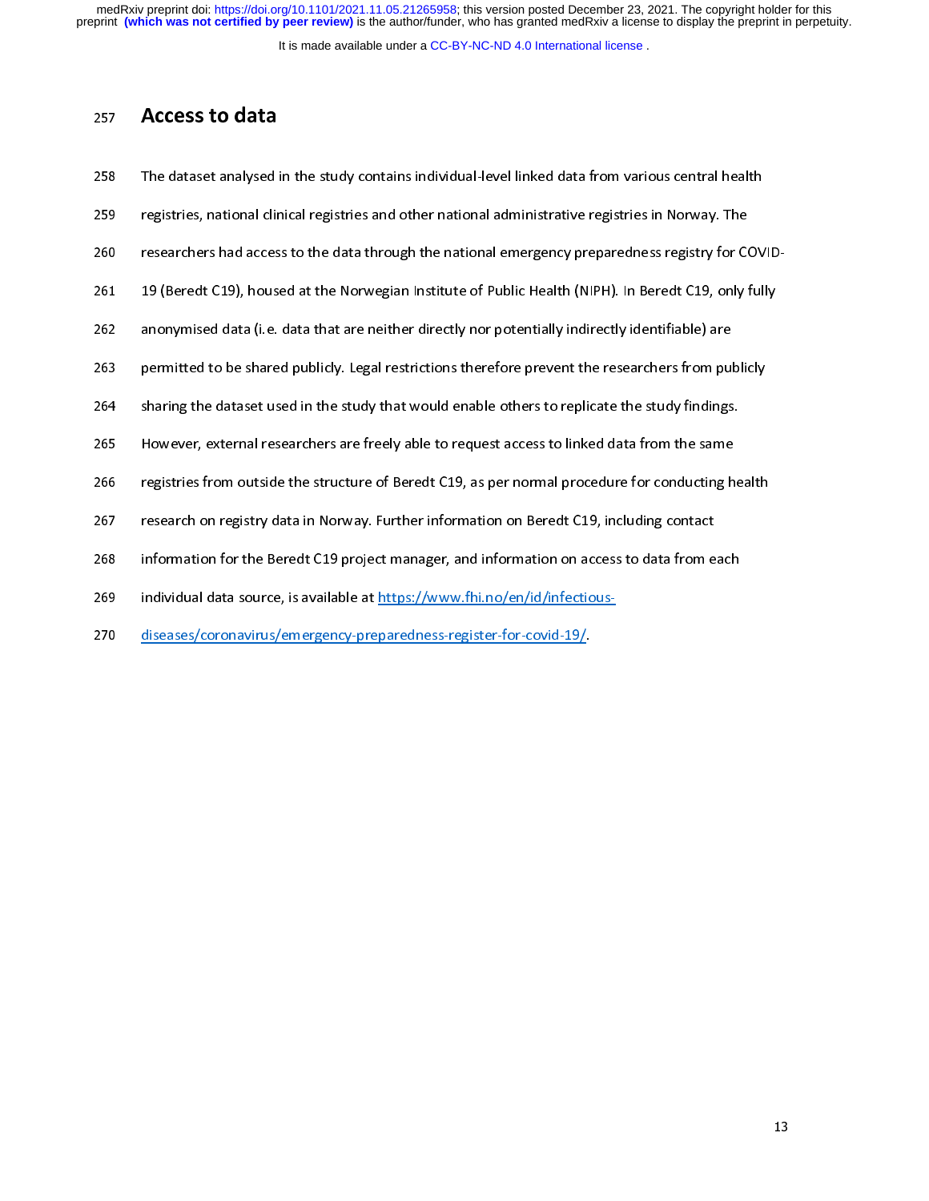## Access to data

The dataset analysed in the study contains individual-level linked data from various central health registries, national clinical registries and other national administrative registries in Norway. The researchers had access to the data through the national emergency preparedness registry for COVID-19 (Beredt C19), housed at the Norwegian Institute of Public Health (NIPH). In Beredt C19, only fully anonymised data (i.e. data that are neither directly nor potentially indirectly identifiable) are permitted to be shared publicly. Legal restrictions therefore prevent the researchers from publicly sharing the dataset used in the study that would enable others to replicate the study findings. However, external researchers are freely able to request access to linked data from the same registries from outside the structure of Beredt C19, as per normal procedure for conducting health research on registry data in Norway. Further information on Beredt C19, including contact information for the Beredt C19 project manager, and information on access to data from each individual data source, is available at https://www.fhi.no/en/id/infectious-diseases/coronavirus/emergency-preparedness-register-for-covid-19/.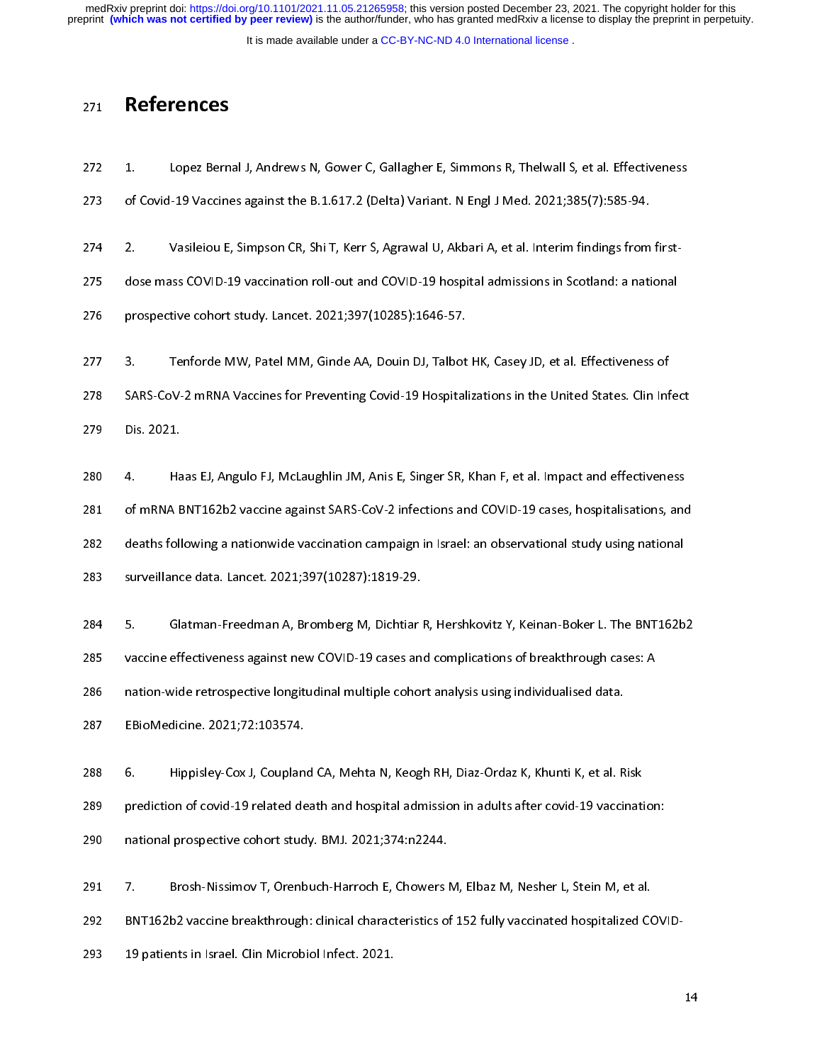# References

1. Lopez Bernal J, Andrews N, Gower C, Gallagher E, Simmons R, Thelwall S, et al. Effectiveness of Covid-19 Vaccines against the B.1.617.2 (Delta) Variant. N Engl J Med. 2021;385(7):585-94.

2. Vasileiou E, Simpson CR, Shi T, Kerr S, Agrawal U, Akbari A, et al. Interim findings from first-dose mass COVID-19 vaccination roll-out and COVID-19 hospital admissions in Scotland: a national prospective cohort study. Lancet. 2021;397(10285):1646-57.

3. Tenforde MW, Patel MM, Ginde AA, Douin DJ, Talbot HK, Casey JD, et al. Effectiveness of SARS-CoV-2 mRNA Vaccines for Preventing Covid-19 Hospitalizations in the United States. Clin Infect Dis. 2021.

4. Haas EJ, Angulo FJ, McLaughlin JM, Anis E, Singer SR, Khan F, et al. Impact and effectiveness of mRNA BNT162b2 vaccine against SARS-CoV-2 infections and COVID-19 cases, hospitalisations, and deaths following a nationwide vaccination campaign in Israel: an observational study using national surveillance data. Lancet. 2021;397(10287):1819-29.

5. Glatman-Freedman A, Bromberg M, Dichtiar R, Hershkovitz Y, Keinan-Boker L. The BNT162b2 vaccine effectiveness against new COVID-19 cases and complications of breakthrough cases: A nation-wide retrospective longitudinal multiple cohort analysis using individualised data. EBioMedicine. 2021;72:103574.

6. Hippisley-Cox J, Coupland CA, Mehta N, Keogh RH, Diaz-Ordaz K, Khunti K, et al. Risk prediction of covid-19 related death and hospital admission in adults after covid-19 vaccination: national prospective cohort study. BMJ. 2021;374:n2244.

7. Brosh-Nissimov T, Orenbuch-Harroch E, Chowers M, Elbaz M, Nesher L, Stein M, et al. BNT162b2 vaccine breakthrough: clinical characteristics of 152 fully vaccinated hospitalized COVID-19 patients in Israel. Clin Microbiol Infect. 2021.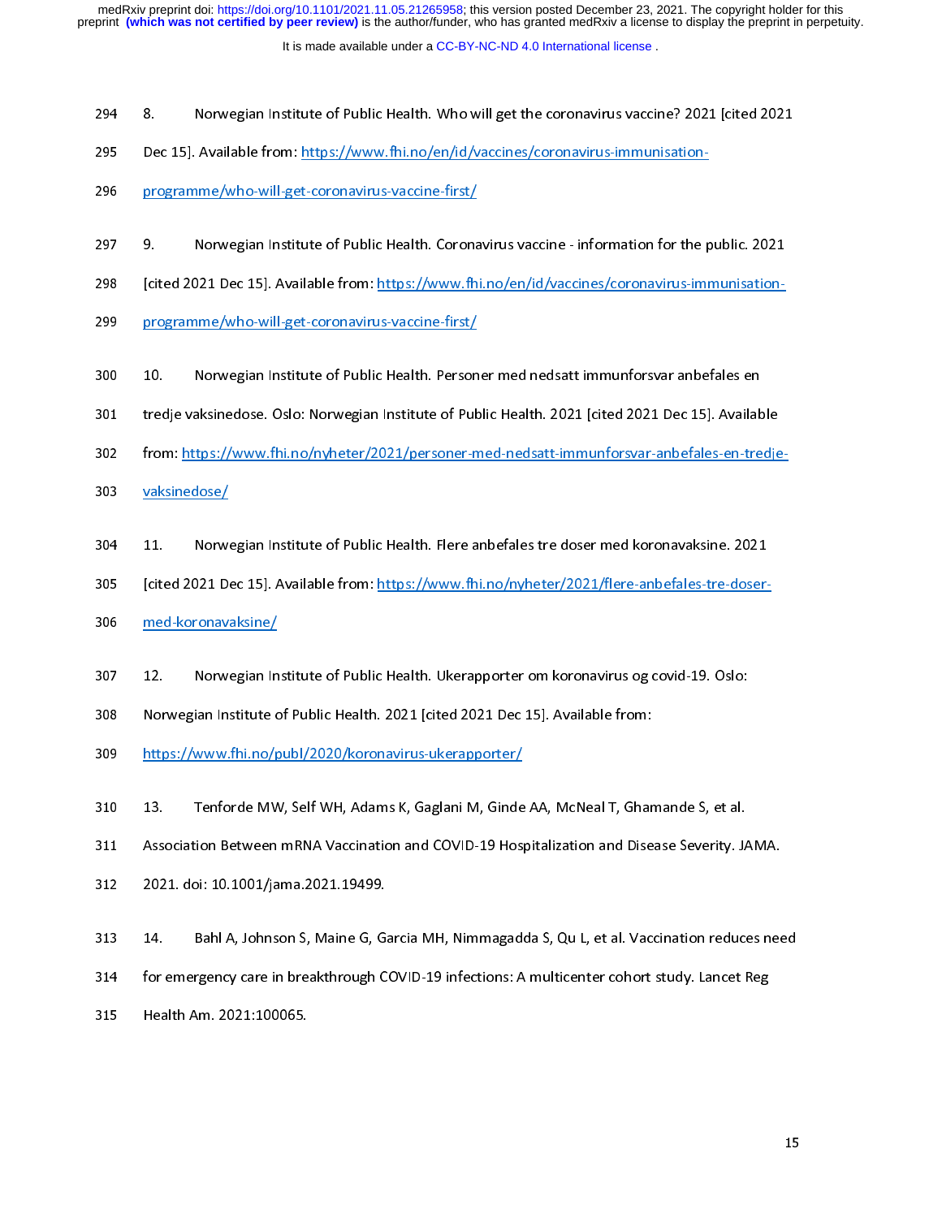8. Norwegian Institute of Public Health. Who will get the coronavirus vaccine? 2021 [cited 2021 Dec 15]. Available from: https://www.fhi.no/en/id/vaccines/coronavirus-immunisation-programme/who-will-get-coronavirus-vaccine-first/

9. Norwegian Institute of Public Health. Coronavirus vaccine - information for the public. 2021 [cited 2021 Dec 15]. Available from: https://www.fhi.no/en/id/vaccines/coronavirus-immunisation-programme/who-will-get-coronavirus-vaccine-first/

10. Norwegian Institute of Public Health. Personer med nedsatt immunforsvar anbefales en tredje vaksinedose. Oslo: Norwegian Institute of Public Health. 2021 [cited 2021 Dec 15]. Available from: https://www.fhi.no/nyheter/2021/personer-med-nedsatt-immunforsvar-anbefales-en-tredje-vaksinedose/

11. Norwegian Institute of Public Health. Flere anbefales tre doser med koronavaksine. 2021 [cited 2021 Dec 15]. Available from: https://www.fhi.no/nyheter/2021/flere-anbefales-tre-doser-med-koronavaksine/

12. Norwegian Institute of Public Health. Ukerapporter om koronavirus og covid-19. Oslo: Norwegian Institute of Public Health. 2021 [cited 2021 Dec 15]. Available from: https://www.fhi.no/publ/2020/koronavirus-ukerapporter/

13. Tenforde MW, Self WH, Adams K, Gaglani M, Ginde AA, McNeal T, Ghamande S, et al. Association Between mRNA Vaccination and COVID-19 Hospitalization and Disease Severity. JAMA. 2021. doi: 10.1001/jama.2021.19499.

14. Bahl A, Johnson S, Maine G, Garcia MH, Nimmagadda S, Qu L, et al. Vaccination reduces need for emergency care in breakthrough COVID-19 infections: A multicenter cohort study. Lancet Reg Health Am. 2021:100065.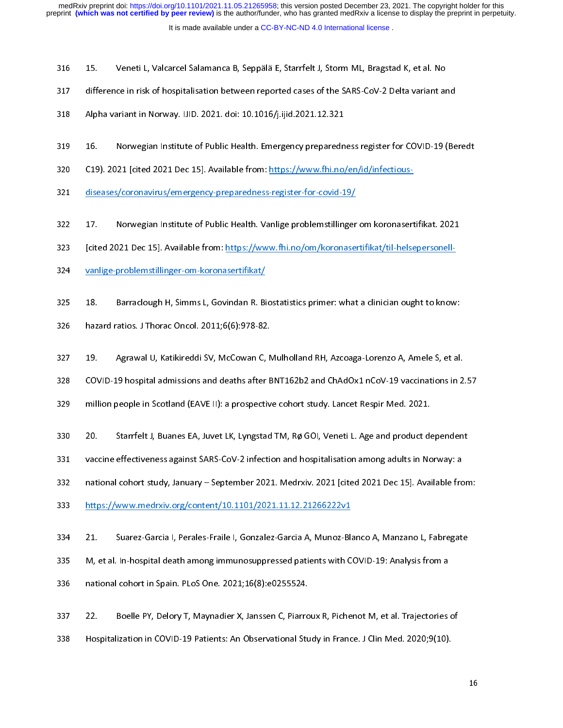15. Veneti L, Valcarcel Salamanca B, Seppälä E, Starrfelt J, Storm ML, Bragstad K, et al. No difference in risk of hospitalisation between reported cases of the SARS-CoV-2 Delta variant and Alpha variant in Norway. IJID. 2021. doi: 10.1016/j.ijid.2021.12.321

16. Norwegian Institute of Public Health. Emergency preparedness register for COVID-19 (Beredt C19). 2021 [cited 2021 Dec 15]. Available from: https://www.fhi.no/en/id/infectious-diseases/coronavirus/emergency-preparedness-register-for-covid-19/

17. Norwegian Institute of Public Health. Vanlige problemstillinger om koronasertifikat. 2021 [cited 2021 Dec 15]. Available from: https://www.fhi.no/om/koronasertifikat/til-helsepersonell-vanlige-problemstillinger-om-koronasertifikat/

18. Barraclough H, Simms L, Govindan R. Biostatistics primer: what a clinician ought to know: hazard ratios. J Thorac Oncol. 2011;6(6):978-82.

19. Agrawal U, Katikireddi SV, McCowan C, Mulholland RH, Azcoaga-Lorenzo A, Amele S, et al. COVID-19 hospital admissions and deaths after BNT162b2 and ChAdOx1 nCoV-19 vaccinations in 2.57 million people in Scotland (EAVE II): a prospective cohort study. Lancet Respir Med. 2021.

20. Starrfelt J, Buanes EA, Juvet LK, Lyngstad TM, Rø GOI, Veneti L. Age and product dependent vaccine effectiveness against SARS-CoV-2 infection and hospitalisation among adults in Norway: a national cohort study, January – September 2021. Medrxiv. 2021 [cited 2021 Dec 15]. Available from: https://www.medrxiv.org/content/10.1101/2021.11.12.21266222v1

21. Suarez-Garcia I, Perales-Fraile I, Gonzalez-Garcia A, Munoz-Blanco A, Manzano L, Fabregate M, et al. In-hospital death among immunosuppressed patients with COVID-19: Analysis from a national cohort in Spain. PLoS One. 2021;16(8):e0255524.

22. Boelle PY, Delory T, Maynadier X, Janssen C, Piarroux R, Pichenot M, et al. Trajectories of Hospitalization in COVID-19 Patients: An Observational Study in France. J Clin Med. 2020;9(10).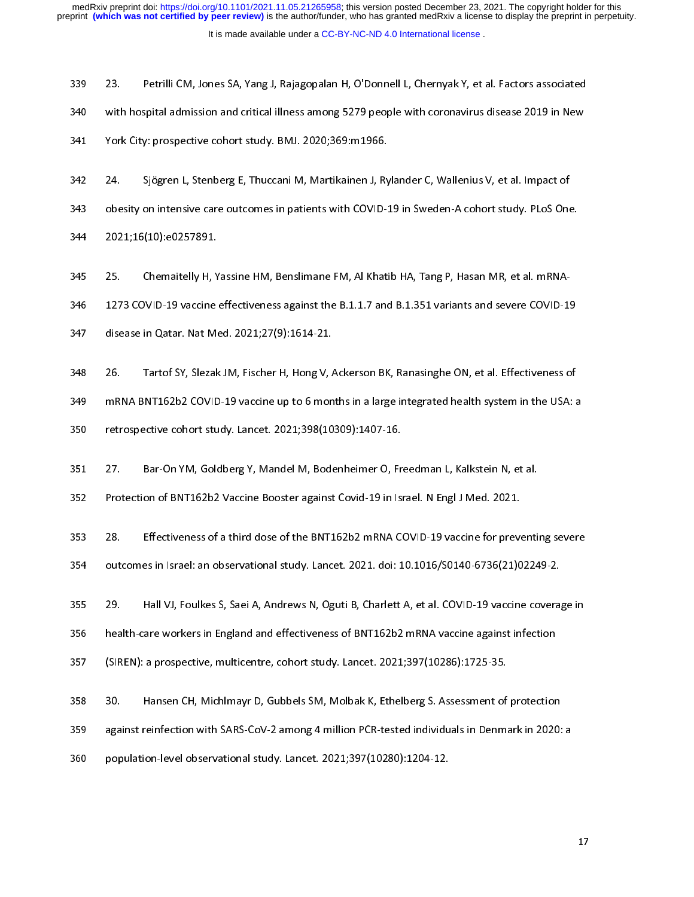23. Petrilli CM, Jones SA, Yang J, Rajagopalan H, O'Donnell L, Chernyak Y, et al. Factors associated with hospital admission and critical illness among 5279 people with coronavirus disease 2019 in New York City: prospective cohort study. BMJ. 2020;369:m1966.

24. Sjögren L, Stenberg E, Thuccani M, Martikainen J, Rylander C, Wallenius V, et al. Impact of obesity on intensive care outcomes in patients with COVID-19 in Sweden-A cohort study. PLoS One. 2021;16(10):e0257891.

25. Chemaitelly H, Yassine HM, Benslimane FM, Al Khatib HA, Tang P, Hasan MR, et al. mRNA-1273 COVID-19 vaccine effectiveness against the B.1.1.7 and B.1.351 variants and severe COVID-19 disease in Qatar. Nat Med. 2021;27(9):1614-21.

26. Tartof SY, Slezak JM, Fischer H, Hong V, Ackerson BK, Ranasinghe ON, et al. Effectiveness of mRNA BNT162b2 COVID-19 vaccine up to 6 months in a large integrated health system in the USA: a retrospective cohort study. Lancet. 2021;398(10309):1407-16.

27. Bar-On YM, Goldberg Y, Mandel M, Bodenheimer O, Freedman L, Kalkstein N, et al. Protection of BNT162b2 Vaccine Booster against Covid-19 in Israel. N Engl J Med. 2021.

28. Effectiveness of a third dose of the BNT162b2 mRNA COVID-19 vaccine for preventing severe outcomes in Israel: an observational study. Lancet. 2021. doi: 10.1016/S0140-6736(21)02249-2.

29. Hall VJ, Foulkes S, Saei A, Andrews N, Oguti B, Charlett A, et al. COVID-19 vaccine coverage in health-care workers in England and effectiveness of BNT162b2 mRNA vaccine against infection (SIREN): a prospective, multicentre, cohort study. Lancet. 2021;397(10286):1725-35.

30. Hansen CH, Michlmayr D, Gubbels SM, Molbak K, Ethelberg S. Assessment of protection against reinfection with SARS-CoV-2 among 4 million PCR-tested individuals in Denmark in 2020: a population-level observational study. Lancet. 2021;397(10280):1204-12.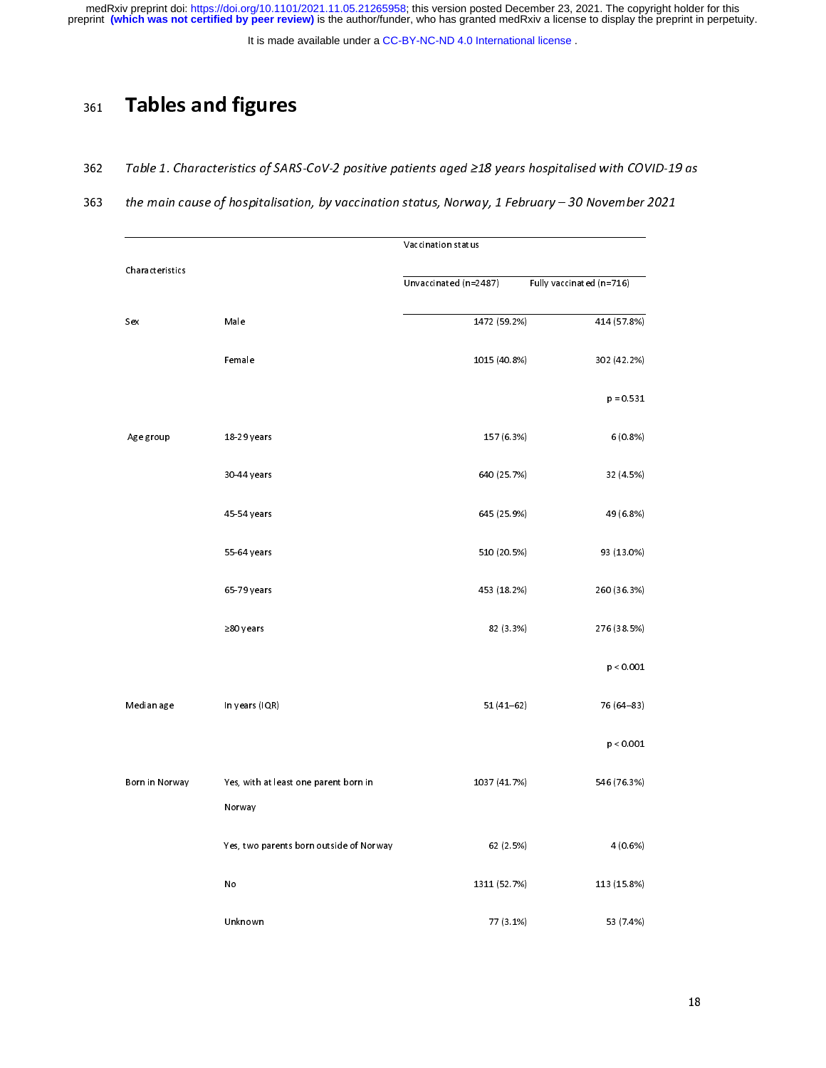# Tables and figures

*Table 1. Characteristics of SARS-CoV-2 positive patients aged ≥18 years hospitalised with COVID-19 as the main cause of hospitalisation, by vaccination status, Norway, 1 February – 30 November 2021*

| Characteristics | | Vaccination status | |
|---|---|---|---|
| | | Unvaccinated (n=2487) | Fully vaccinated (n=716) |
| Sex | Male | 1472 (59.2%) | 414 (57.8%) |
| | Female | 1015 (40.8%) | 302 (42.2%) |
| | | | p = 0.531 |
| Age group | 18-29 years | 157 (6.3%) | 6 (0.8%) |
| | 30-44 years | 640 (25.7%) | 32 (4.5%) |
| | 45-54 years | 645 (25.9%) | 49 (6.8%) |
| | 55-64 years | 510 (20.5%) | 93 (13.0%) |
| | 65-79 years | 453 (18.2%) | 260 (36.3%) |
| | ≥80 years | 82 (3.3%) | 276 (38.5%) |
| | | | p < 0.001 |
| Median age | In years (IQR) | 51 (41–62) | 76 (64–83) |
| | | | p < 0.001 |
| Born in Norway | Yes, with at least one parent born in Norway | 1037 (41.7%) | 546 (76.3%) |
| | Yes, two parents born outside of Norway | 62 (2.5%) | 4 (0.6%) |
| | No | 1311 (52.7%) | 113 (15.8%) |
| | Unknown | 77 (3.1%) | 53 (7.4%) |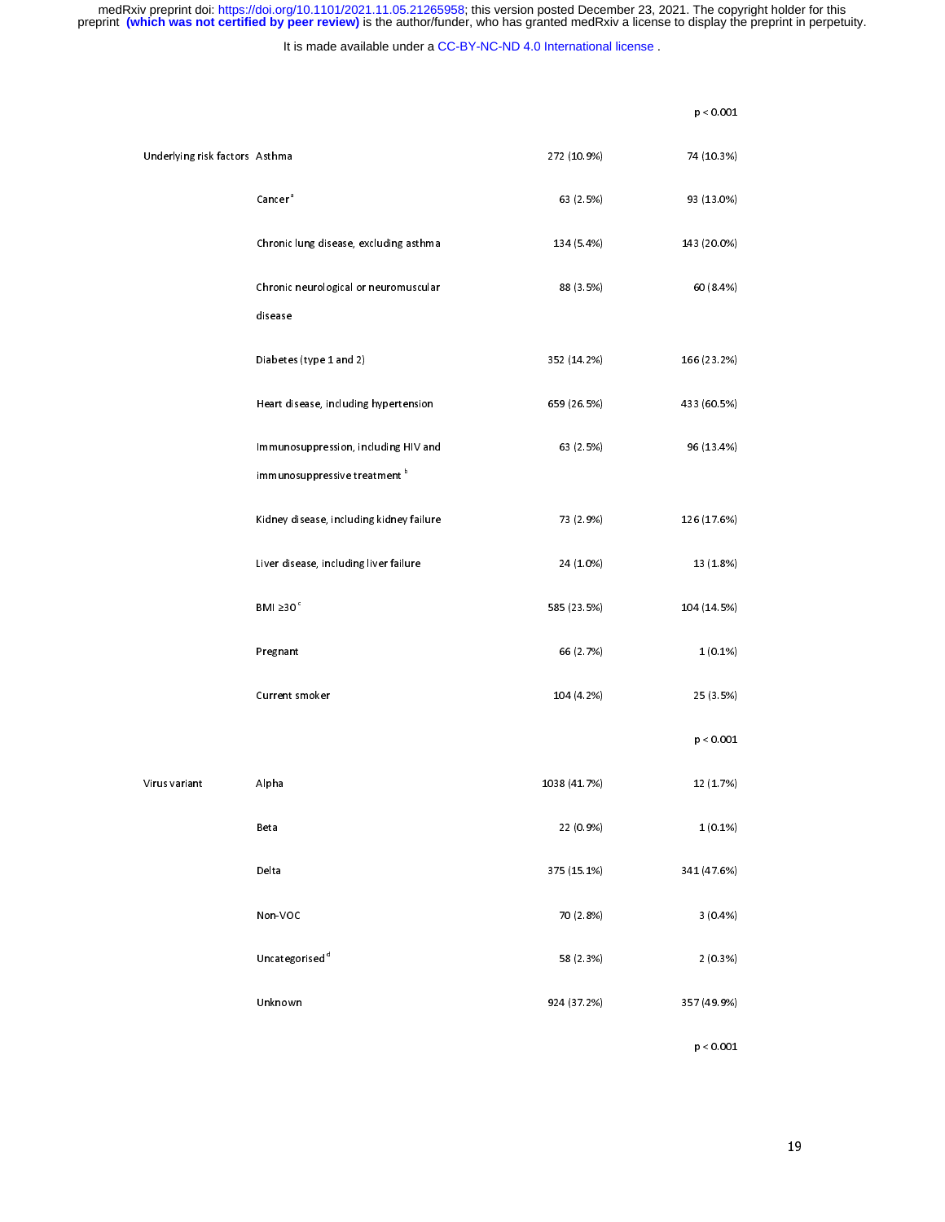| | | | p < 0.001 |
|---|---|---|---|
| Underlying risk factors | Asthma | 272 (10.9%) | 74 (10.3%) |
| | Cancer [a] | 63 (2.5%) | 93 (13.0%) |
| | Chronic lung disease, excluding asthma | 134 (5.4%) | 143 (20.0%) |
| | Chronic neurological or neuromuscular disease | 88 (3.5%) | 60 (8.4%) |
| | Diabetes (type 1 and 2) | 352 (14.2%) | 166 (23.2%) |
| | Heart disease, including hypertension | 659 (26.5%) | 433 (60.5%) |
| | Immunosuppression, including HIV and immunosuppressive treatment [b] | 63 (2.5%) | 96 (13.4%) |
| | Kidney disease, including kidney failure | 73 (2.9%) | 126 (17.6%) |
| | Liver disease, including liver failure | 24 (1.0%) | 13 (1.8%) |
| | BMI ≥30 [c] | 585 (23.5%) | 104 (14.5%) |
| | Pregnant | 66 (2.7%) | 1 (0.1%) |
| | Current smoker | 104 (4.2%) | 25 (3.5%) |
| | | | p < 0.001 |
| Virus variant | Alpha | 1038 (41.7%) | 12 (1.7%) |
| | Beta | 22 (0.9%) | 1 (0.1%) |
| | Delta | 375 (15.1%) | 341 (47.6%) |
| | Non-VOC | 70 (2.8%) | 3 (0.4%) |
| | Uncategorised [d] | 58 (2.3%) | 2 (0.3%) |
| | Unknown | 924 (37.2%) | 357 (49.9%) |
| | | | p < 0.001 |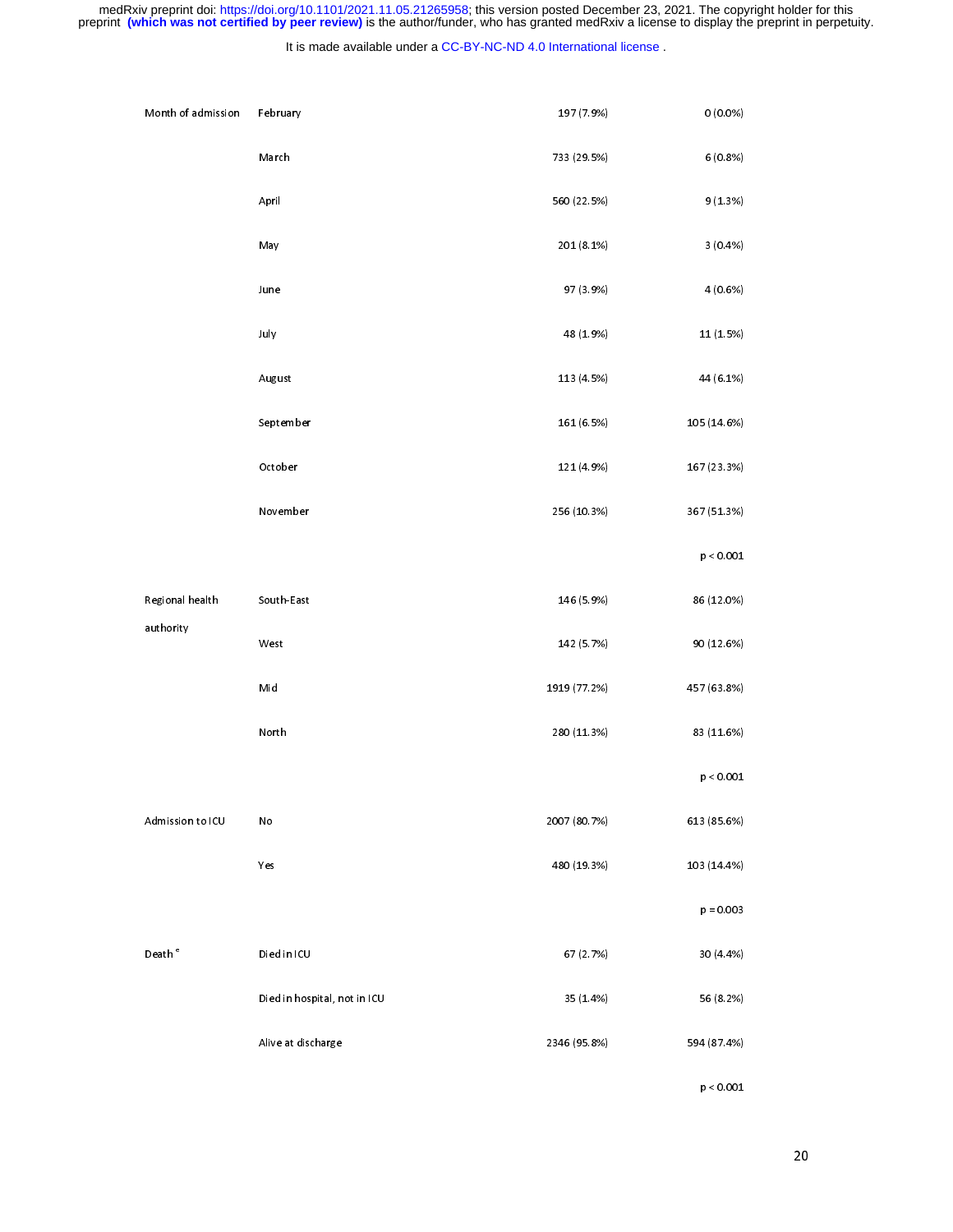| | | | |
|---|---|---|---|
| Month of admission | February | 197 (7.9%) | 0 (0.0%) |
| | March | 733 (29.5%) | 6 (0.8%) |
| | April | 560 (22.5%) | 9 (1.3%) |
| | May | 201 (8.1%) | 3 (0.4%) |
| | June | 97 (3.9%) | 4 (0.6%) |
| | July | 48 (1.9%) | 11 (1.5%) |
| | August | 113 (4.5%) | 44 (6.1%) |
| | September | 161 (6.5%) | 105 (14.6%) |
| | October | 121 (4.9%) | 167 (23.3%) |
| | November | 256 (10.3%) | 367 (51.3%) |
| | | | $p < 0.001$ |
| Regional health authority | South-East | 146 (5.9%) | 86 (12.0%) |
| | West | 142 (5.7%) | 90 (12.6%) |
| | Mid | 1919 (77.2%) | 457 (63.8%) |
| | North | 280 (11.3%) | 83 (11.6%) |
| | | | $p < 0.001$ |
| Admission to ICU | No | 2007 (80.7%) | 613 (85.6%) |
| | Yes | 480 (19.3%) | 103 (14.4%) |
| | | | $p = 0.003$ |
| Death [e] | Died in ICU | 67 (2.7%) | 30 (4.4%) |
| | Died in hospital, not in ICU | 35 (1.4%) | 56 (8.2%) |
| | Alive at discharge | 2346 (95.8%) | 594 (87.4%) |
| | | | $p < 0.001$ |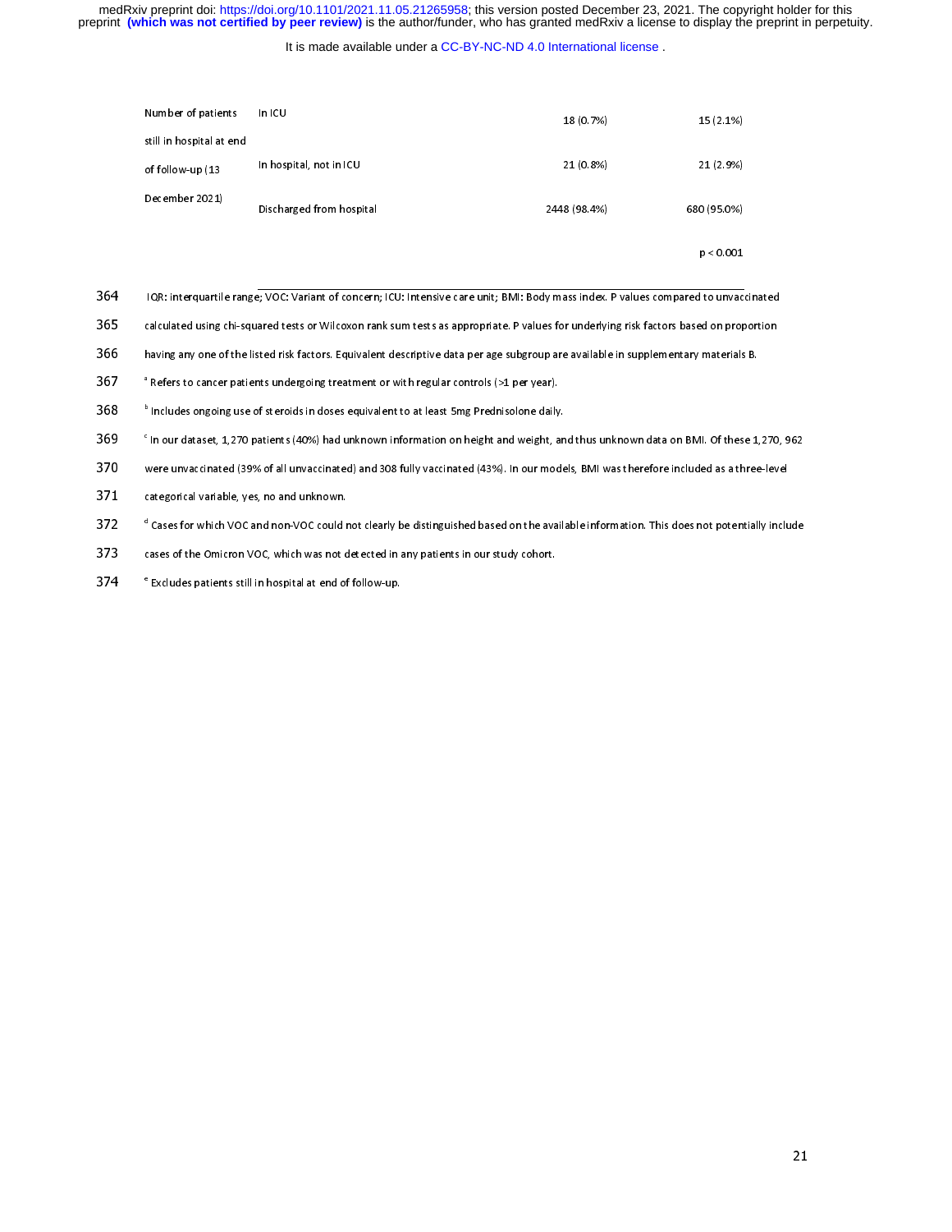| | | | |
|---|---|---|---|
| Number of patients still in hospital at end of follow-up (13 December 2021) | In ICU | 18 (0.7%) | 15 (2.1%) |
| | In hospital, not in ICU | 21 (0.8%) | 21 (2.9%) |
| | Discharged from hospital | 2448 (98.4%) | 680 (95.0%) |
| | | | p < 0.001 |

IQR: interquartile range; VOC: Variant of concern; ICU: Intensive care unit; BMI: Body mass index. P values compared to unvaccinated calculated using chi-squared tests or Wilcoxon rank sum tests as appropriate. P values for underlying risk factors based on proportion having any one of the listed risk factors. Equivalent descriptive data per age subgroup are available in supplementary materials B.

[a] Refers to cancer patients undergoing treatment or with regular controls (>1 per year).

[b] Includes ongoing use of steroids in doses equivalent to at least 5mg Prednisolone daily.

[c] In our dataset, 1,270 patients (40%) had unknown information on height and weight, and thus unknown data on BMI. Of these 1,270, 962 were unvaccinated (39% of all unvaccinated) and 308 fully vaccinated (43%). In our models, BMI was therefore included as a three-level categorical variable, yes, no and unknown.

[d] Cases for which VOC and non-VOC could not clearly be distinguished based on the available information. This does not potentially include cases of the Omicron VOC, which was not detected in any patients in our study cohort.

[e] Excludes patients still in hospital at end of follow-up.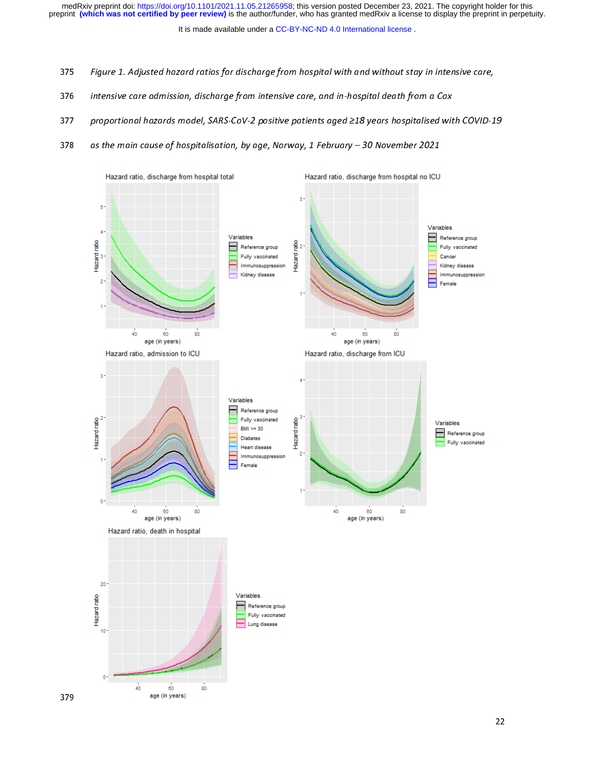*Figure 1. Adjusted hazard ratios for discharge from hospital with and without stay in intensive care, intensive care admission, discharge from intensive care, and in-hospital death from a Cox proportional hazards model, SARS-CoV-2 positive patients aged ≥18 years hospitalised with COVID-19 as the main cause of hospitalisation, by age, Norway, 1 February – 30 November 2021*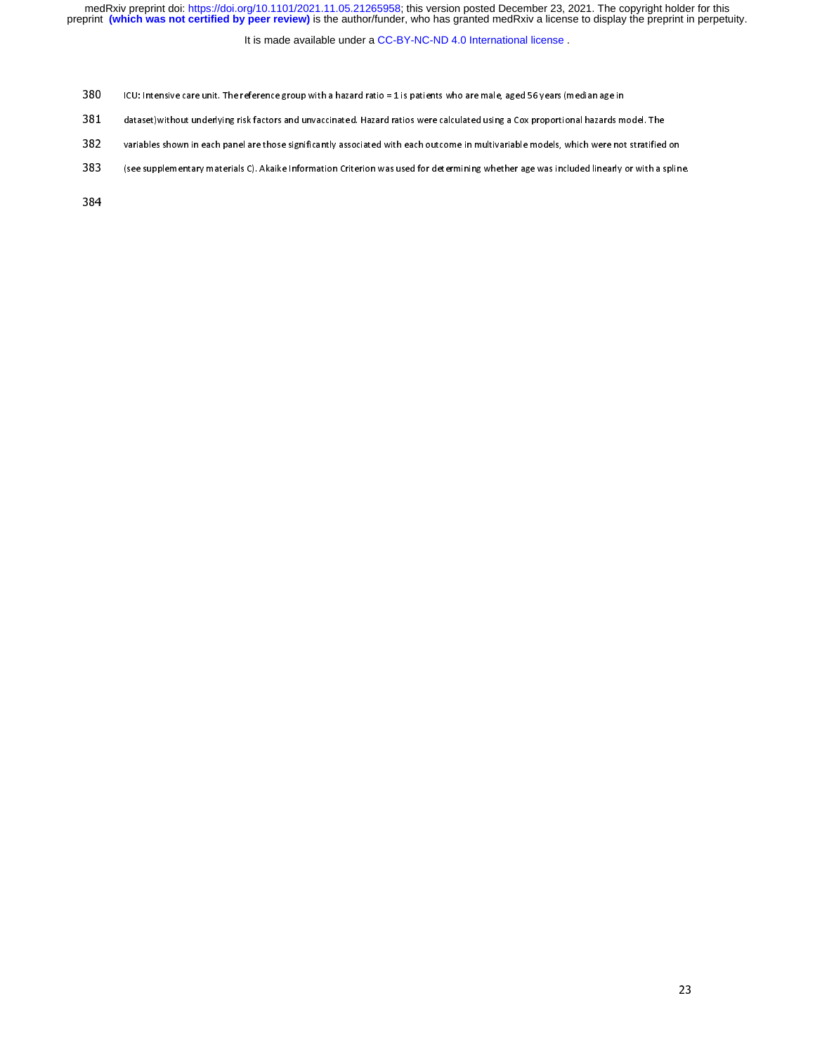ICU: Intensive care unit. The reference group with a hazard ratio = 1 is patients who are male, aged 56 years (median age in dataset) without underlying risk factors and unvaccinated. Hazard ratios were calculated using a Cox proportional hazards model. The variables shown in each panel are those significantly associated with each outcome in multivariable models, which were not stratified on (see supplementary materials C). Akaike Information Criterion was used for determining whether age was included linearly or with a spline.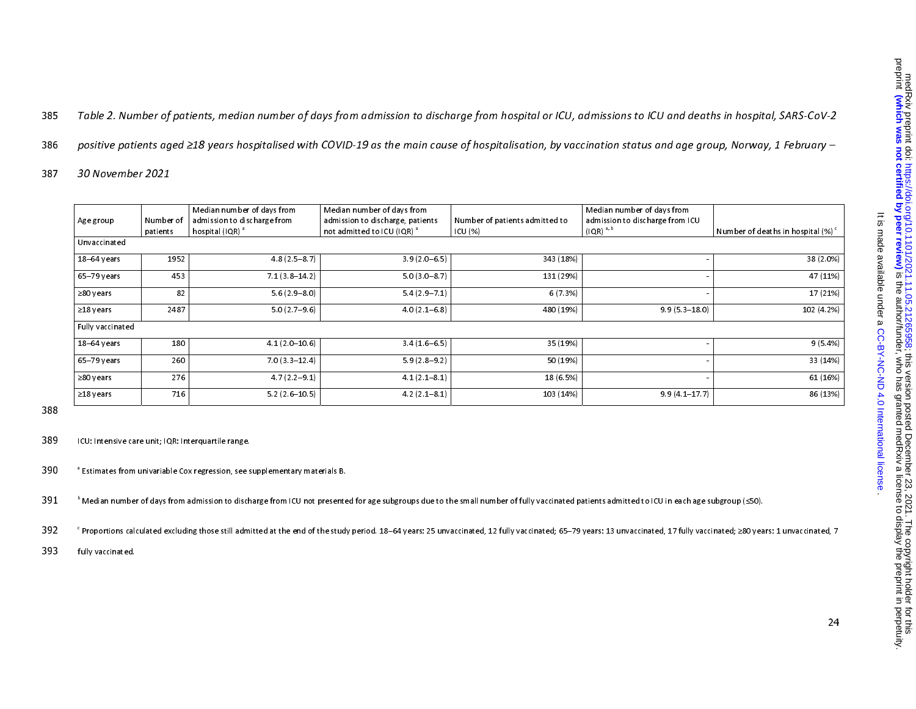*Table 2. Number of patients, median number of days from admission to discharge from hospital or ICU, admissions to ICU and deaths in hospital, SARS-CoV-2 positive patients aged ≥18 years hospitalised with COVID-19 as the main cause of hospitalisation, by vaccination status and age group, Norway, 1 February – 30 November 2021*

| Age group | Number of patients | Median number of days from admission to discharge from hospital (IQR) [a] | Median number of days from admission to discharge, patients not admitted to ICU (IQR) [a] | Number of patients admitted to ICU (%) | Median number of days from admission to discharge from ICU (IQR) [a, b] | Number of deaths in hospital (%) [c] |
|---|---|---|---|---|---|---|
| Unvaccinated | | | | | | |
| 18–64 years | 1952 | 4.8 (2.5–8.7) | 3.9 (2.0–6.5) | 343 (18%) | - | 38 (2.0%) |
| 65–79 years | 453 | 7.1 (3.8–14.2) | 5.0 (3.0–8.7) | 131 (29%) | - | 47 (11%) |
| ≥80 years | 82 | 5.6 (2.9–8.0) | 5.4 (2.9–7.1) | 6 (7.3%) | - | 17 (21%) |
| ≥18 years | 2487 | 5.0 (2.7–9.6) | 4.0 (2.1–6.8) | 480 (19%) | 9.9 (5.3–18.0) | 102 (4.2%) |
| Fully vaccinated | | | | | | |
| 18–64 years | 180 | 4.1 (2.0–10.6) | 3.4 (1.6–6.5) | 35 (19%) | - | 9 (5.4%) |
| 65–79 years | 260 | 7.0 (3.3–12.4) | 5.9 (2.8–9.2) | 50 (19%) | - | 33 (14%) |
| ≥80 years | 276 | 4.7 (2.2–9.1) | 4.1 (2.1–8.1) | 18 (6.5%) | - | 61 (16%) |
| ≥18 years | 716 | 5.2 (2.6–10.5) | 4.2 (2.1–8.1) | 103 (14%) | 9.9 (4.1–17.7) | 86 (13%) |

ICU: Intensive care unit; IQR: Interquartile range.

[a] Estimates from univariable Cox regression, see supplementary materials B.

[b] Median number of days from admission to discharge from ICU not presented for age subgroups due to the small number of fully vaccinated patients admitted to ICU in each age subgroup (≤50).

[c] Proportions calculated excluding those still admitted at the end of the study period. 18–64 years: 25 unvaccinated, 12 fully vaccinated; 65–79 years: 13 unvaccinated, 17 fully vaccinated; ≥80 years: 1 unvaccinated, 7 fully vaccinated.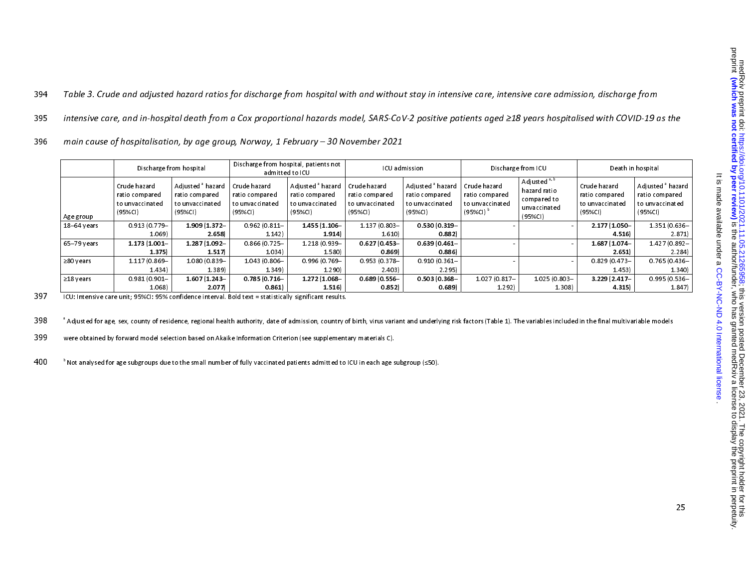*Table 3. Crude and adjusted hazard ratios for discharge from hospital with and without stay in intensive care, intensive care admission, discharge from intensive care, and in-hospital death from a Cox proportional hazards model, SARS-CoV-2 positive patients aged ≥18 years hospitalised with COVID-19 as the main cause of hospitalisation, by age group, Norway, 1 February – 30 November 2021*

| | Discharge from hospital | | Discharge from hospital, patients not admitted to ICU | | ICU admission | | Discharge from ICU | | Death in hospital | |
|---|---|---|---|---|---|---|---|---|---|---|
| Age group | Crude hazard ratio compared to unvaccinated (95%CI) | Adjusted [a] hazard ratio compared to unvaccinated (95%CI) | Crude hazard ratio compared to unvaccinated (95%CI) | Adjusted [a] hazard ratio compared to unvaccinated (95%CI) | Crude hazard ratio compared to unvaccinated (95%CI) | Adjusted [a] hazard ratio compared to unvaccinated (95%CI) | Crude hazard ratio compared to unvaccinated (95%CI) [b] | Adjusted [a, b] hazard ratio compared to unvaccinated (95%CI) | Crude hazard ratio compared to unvaccinated (95%CI) | Adjusted [a] hazard ratio compared to unvaccinated (95%CI) |
| 18–64 years | 0.913 (0.779–1.069) | **1.909 (1.372–2.658)** | 0.962 (0.811–1.142) | **1.455 (1.106–1.914)** | 1.137 (0.803–1.610) | **0.530 (0.319–0.882)** | - | - | **2.177 (1.050–4.516)** | 1.351 (0.636–2.871) |
| 65–79 years | **1.173 (1.001–1.375)** | **1.287 (1.092–1.517)** | 0.866 (0.725–1.034) | 1.218 (0.939–1.580) | **0.627 (0.453–0.869)** | **0.639 (0.461–0.886)** | - | - | **1.687 (1.074–2.651)** | 1.427 (0.892–2.284) |
| ≥80 years | 1.117 (0.869–1.434) | 1.080 (0.839–1.389) | 1.043 (0.806–1.349) | 0.996 (0.769–1.290) | 0.953 (0.378–2.403) | 0.910 (0.361–2.295) | - | - | 0.829 (0.473–1.453) | 0.765 (0.436–1.340) |
| ≥18 years | 0.981 (0.901–1.068) | **1.607 (1.243–2.077)** | **0.785 (0.716–0.861)** | **1.272 (1.068–1.516)** | **0.689 (0.556–0.852)** | **0.503 (0.368–0.689)** | 1.027 (0.817–1.292) | 1.025 (0.803–1.308) | **3.229 (2.417–4.315)** | 0.995 (0.536–1.847) |

ICU: Intensive care unit; 95%CI: 95% confidence interval. Bold text = statistically significant results.

[a] Adjusted for age, sex, county of residence, regional health authority, date of admission, country of birth, virus variant and underlying risk factors (Table 1). The variables included in the final multivariable models were obtained by forward model selection based on Akaike Information Criterion (see supplementary materials C).

[b] Not analysed for age subgroups due to the small number of fully vaccinated patients admitted to ICU in each age subgroup (≤50).